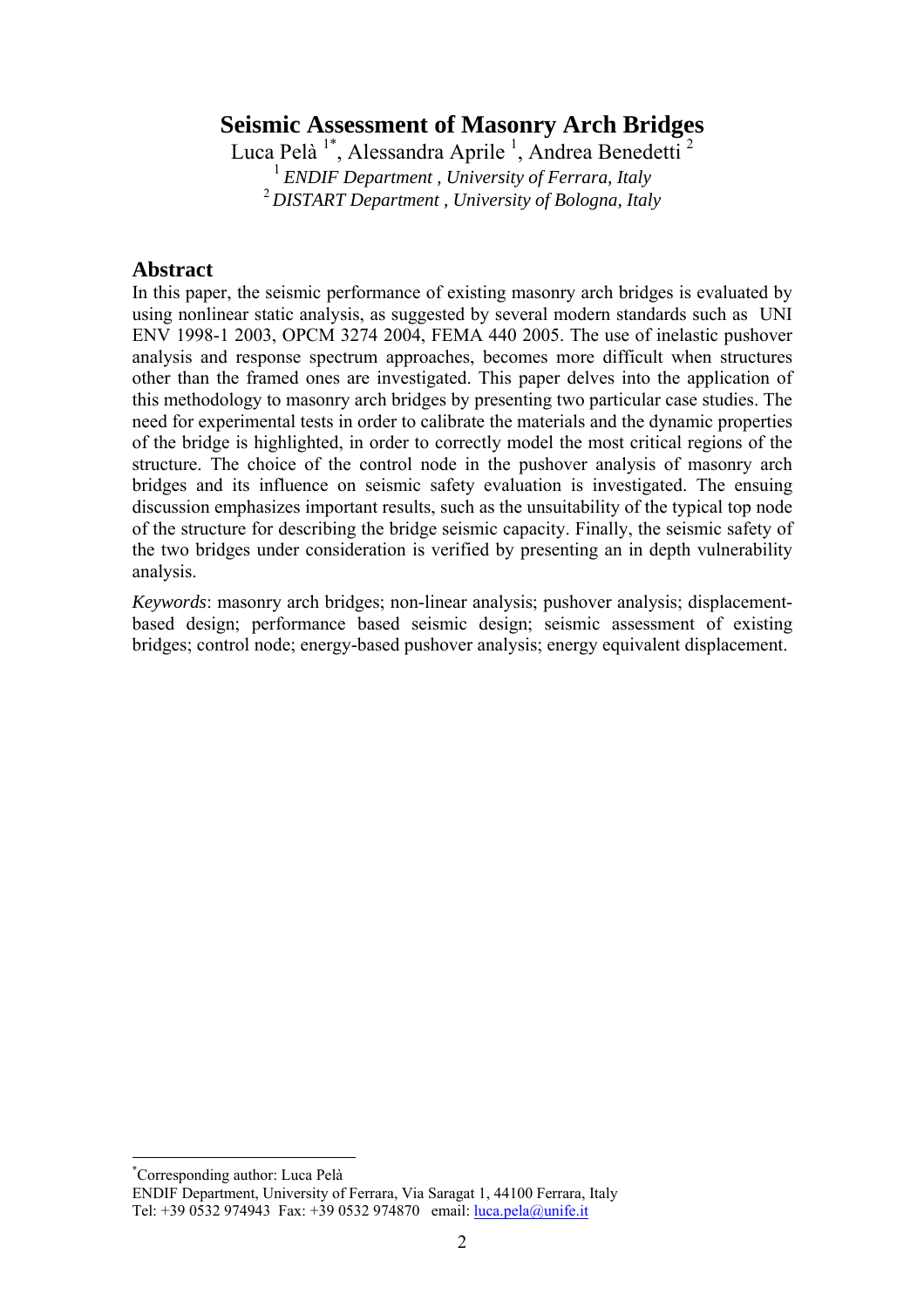# Seismic Assessment of Masonry Arch Bridges

Luca Pelà [1*], Alessandra Aprile [1], Andrea Benedetti [2]

[1] *ENDIF Department , University of Ferrara, Italy*

[2] *DISTART Department , University of Bologna, Italy*

## Abstract

In this paper, the seismic performance of existing masonry arch bridges is evaluated by using nonlinear static analysis, as suggested by several modern standards such as UNI ENV 1998-1 2003, OPCM 3274 2004, FEMA 440 2005. The use of inelastic pushover analysis and response spectrum approaches, becomes more difficult when structures other than the framed ones are investigated. This paper delves into the application of this methodology to masonry arch bridges by presenting two particular case studies. The need for experimental tests in order to calibrate the materials and the dynamic properties of the bridge is highlighted, in order to correctly model the most critical regions of the structure. The choice of the control node in the pushover analysis of masonry arch bridges and its influence on seismic safety evaluation is investigated. The ensuing discussion emphasizes important results, such as the unsuitability of the typical top node of the structure for describing the bridge seismic capacity. Finally, the seismic safety of the two bridges under consideration is verified by presenting an in depth vulnerability analysis.

*Keywords*: masonry arch bridges; non-linear analysis; pushover analysis; displacement-based design; performance based seismic design; seismic assessment of existing bridges; control node; energy-based pushover analysis; energy equivalent displacement.

---

[*] Corresponding author: Luca Pelà

ENDIF Department, University of Ferrara, Via Saragat 1, 44100 Ferrara, Italy

Tel: +39 0532 974943 Fax: +39 0532 974870 email: luca.pela@unife.it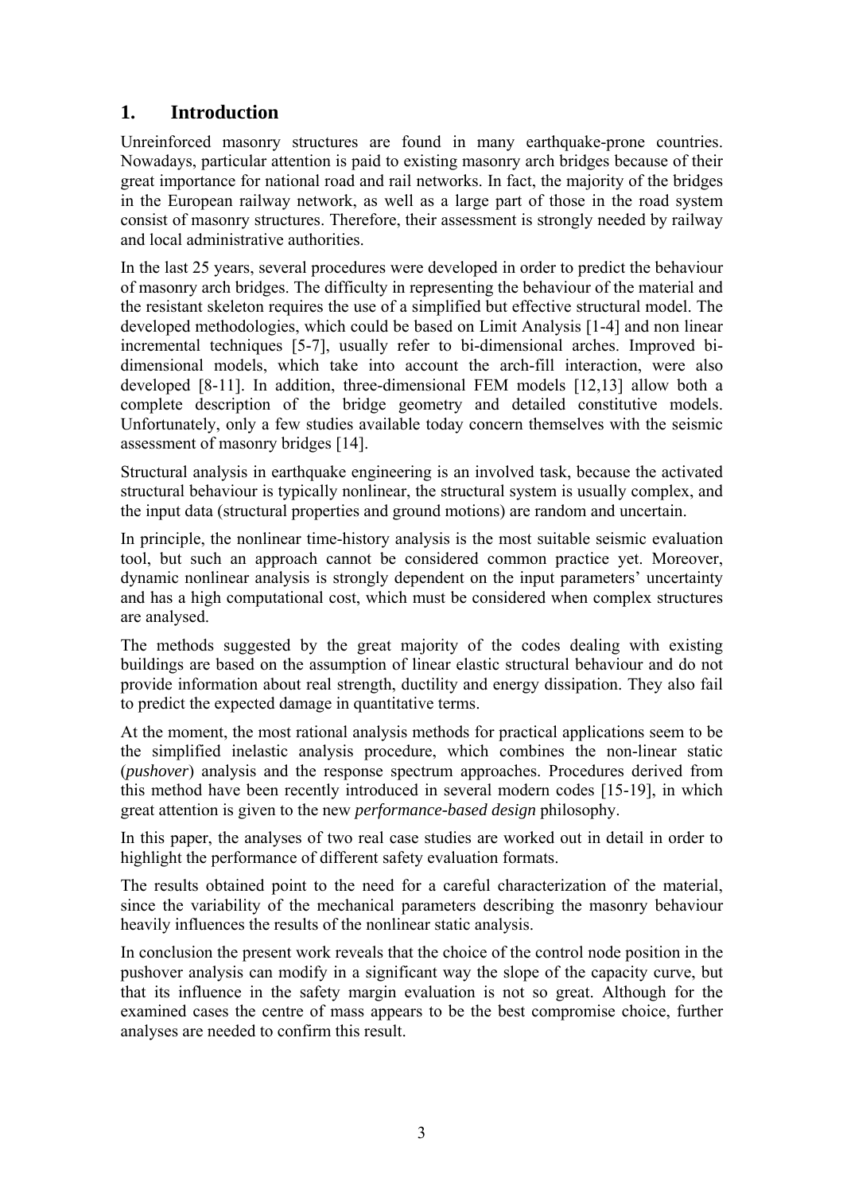## 1. Introduction

Unreinforced masonry structures are found in many earthquake-prone countries. Nowadays, particular attention is paid to existing masonry arch bridges because of their great importance for national road and rail networks. In fact, the majority of the bridges in the European railway network, as well as a large part of those in the road system consist of masonry structures. Therefore, their assessment is strongly needed by railway and local administrative authorities.

In the last 25 years, several procedures were developed in order to predict the behaviour of masonry arch bridges. The difficulty in representing the behaviour of the material and the resistant skeleton requires the use of a simplified but effective structural model. The developed methodologies, which could be based on Limit Analysis [1-4] and non linear incremental techniques [5-7], usually refer to bi-dimensional arches. Improved bi-dimensional models, which take into account the arch-fill interaction, were also developed [8-11]. In addition, three-dimensional FEM models [12,13] allow both a complete description of the bridge geometry and detailed constitutive models. Unfortunately, only a few studies available today concern themselves with the seismic assessment of masonry bridges [14].

Structural analysis in earthquake engineering is an involved task, because the activated structural behaviour is typically nonlinear, the structural system is usually complex, and the input data (structural properties and ground motions) are random and uncertain.

In principle, the nonlinear time-history analysis is the most suitable seismic evaluation tool, but such an approach cannot be considered common practice yet. Moreover, dynamic nonlinear analysis is strongly dependent on the input parameters' uncertainty and has a high computational cost, which must be considered when complex structures are analysed.

The methods suggested by the great majority of the codes dealing with existing buildings are based on the assumption of linear elastic structural behaviour and do not provide information about real strength, ductility and energy dissipation. They also fail to predict the expected damage in quantitative terms.

At the moment, the most rational analysis methods for practical applications seem to be the simplified inelastic analysis procedure, which combines the non-linear static (*pushover*) analysis and the response spectrum approaches. Procedures derived from this method have been recently introduced in several modern codes [15-19], in which great attention is given to the new *performance-based design* philosophy.

In this paper, the analyses of two real case studies are worked out in detail in order to highlight the performance of different safety evaluation formats.

The results obtained point to the need for a careful characterization of the material, since the variability of the mechanical parameters describing the masonry behaviour heavily influences the results of the nonlinear static analysis.

In conclusion the present work reveals that the choice of the control node position in the pushover analysis can modify in a significant way the slope of the capacity curve, but that its influence in the safety margin evaluation is not so great. Although for the examined cases the centre of mass appears to be the best compromise choice, further analyses are needed to confirm this result.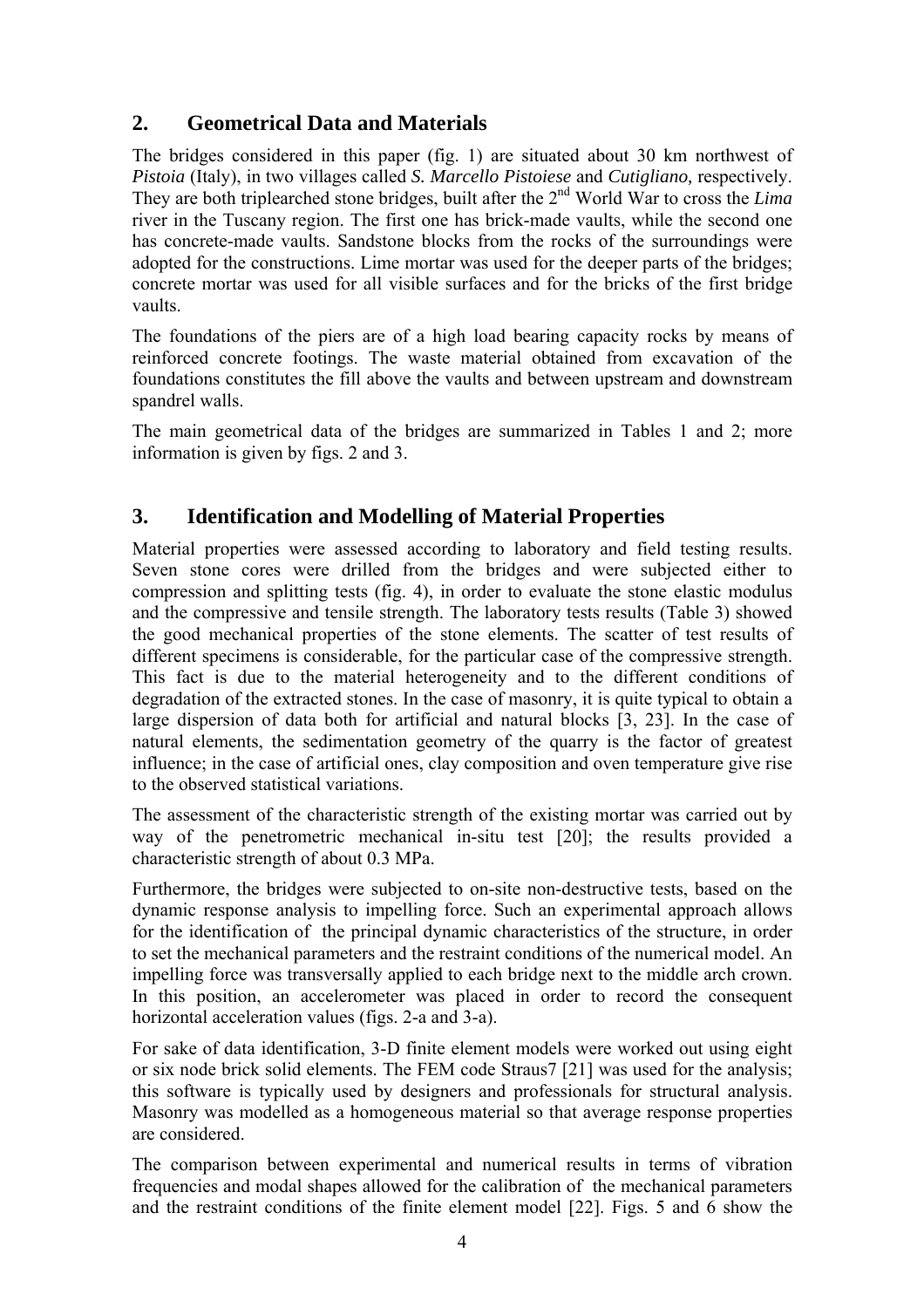## 2. Geometrical Data and Materials

The bridges considered in this paper (fig. 1) are situated about 30 km northwest of *Pistoia* (Italy), in two villages called *S. Marcello Pistoiese* and *Cutigliano,* respectively. They are both triplearched stone bridges, built after the 2nd World War to cross the *Lima* river in the Tuscany region. The first one has brick-made vaults, while the second one has concrete-made vaults. Sandstone blocks from the rocks of the surroundings were adopted for the constructions. Lime mortar was used for the deeper parts of the bridges; concrete mortar was used for all visible surfaces and for the bricks of the first bridge vaults.

The foundations of the piers are of a high load bearing capacity rocks by means of reinforced concrete footings. The waste material obtained from excavation of the foundations constitutes the fill above the vaults and between upstream and downstream spandrel walls.

The main geometrical data of the bridges are summarized in Tables 1 and 2; more information is given by figs. 2 and 3.

## 3. Identification and Modelling of Material Properties

Material properties were assessed according to laboratory and field testing results. Seven stone cores were drilled from the bridges and were subjected either to compression and splitting tests (fig. 4), in order to evaluate the stone elastic modulus and the compressive and tensile strength. The laboratory tests results (Table 3) showed the good mechanical properties of the stone elements. The scatter of test results of different specimens is considerable, for the particular case of the compressive strength. This fact is due to the material heterogeneity and to the different conditions of degradation of the extracted stones. In the case of masonry, it is quite typical to obtain a large dispersion of data both for artificial and natural blocks [3, 23]. In the case of natural elements, the sedimentation geometry of the quarry is the factor of greatest influence; in the case of artificial ones, clay composition and oven temperature give rise to the observed statistical variations.

The assessment of the characteristic strength of the existing mortar was carried out by way of the penetrometric mechanical in-situ test [20]; the results provided a characteristic strength of about 0.3 MPa.

Furthermore, the bridges were subjected to on-site non-destructive tests, based on the dynamic response analysis to impelling force. Such an experimental approach allows for the identification of the principal dynamic characteristics of the structure, in order to set the mechanical parameters and the restraint conditions of the numerical model. An impelling force was transversally applied to each bridge next to the middle arch crown. In this position, an accelerometer was placed in order to record the consequent horizontal acceleration values (figs. 2-a and 3-a).

For sake of data identification, 3-D finite element models were worked out using eight or six node brick solid elements. The FEM code Straus7 [21] was used for the analysis; this software is typically used by designers and professionals for structural analysis. Masonry was modelled as a homogeneous material so that average response properties are considered.

The comparison between experimental and numerical results in terms of vibration frequencies and modal shapes allowed for the calibration of the mechanical parameters and the restraint conditions of the finite element model [22]. Figs. 5 and 6 show the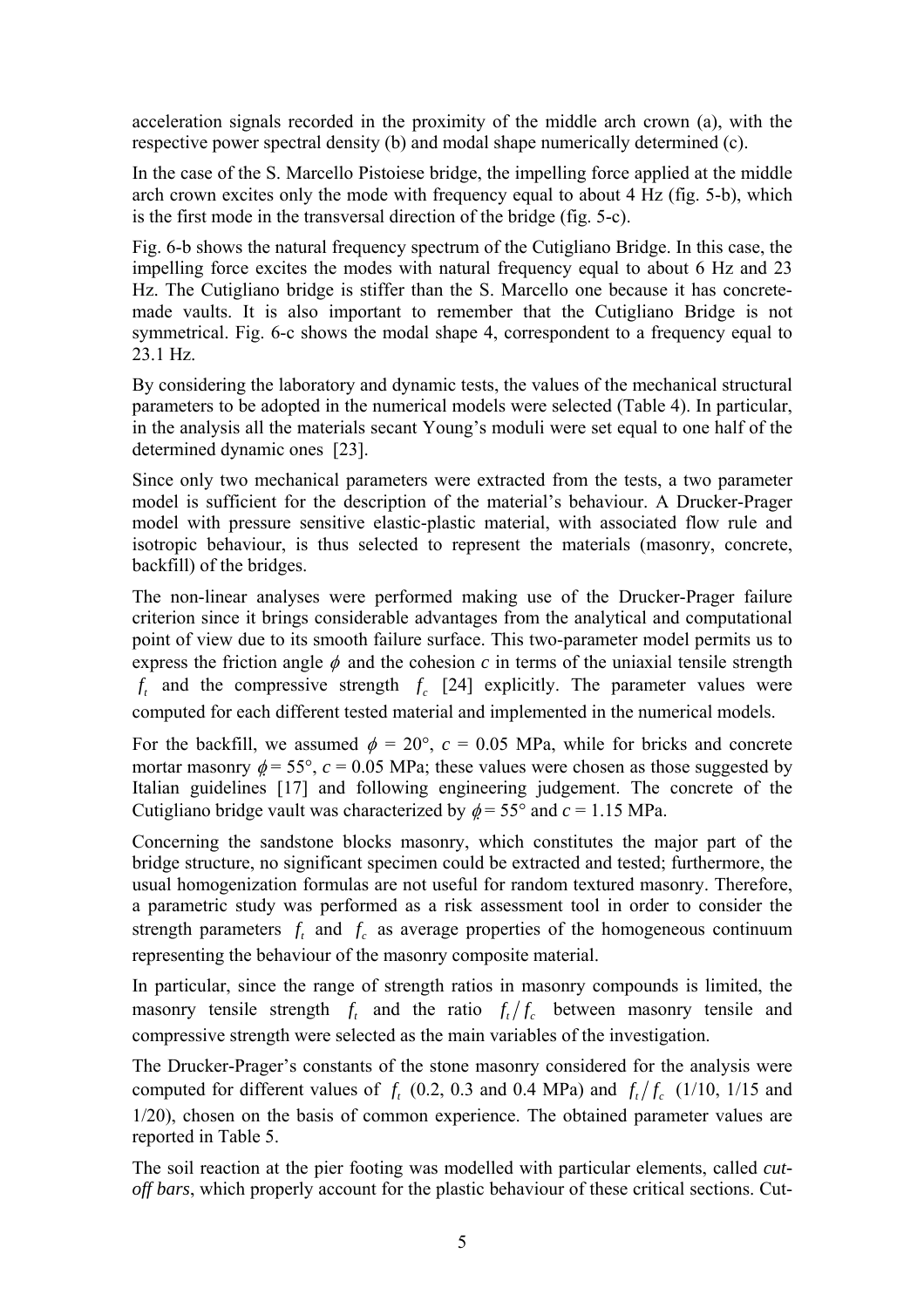acceleration signals recorded in the proximity of the middle arch crown (a), with the respective power spectral density (b) and modal shape numerically determined (c).

In the case of the S. Marcello Pistoiese bridge, the impelling force applied at the middle arch crown excites only the mode with frequency equal to about 4 Hz (fig. 5-b), which is the first mode in the transversal direction of the bridge (fig. 5-c).

Fig. 6-b shows the natural frequency spectrum of the Cutigliano Bridge. In this case, the impelling force excites the modes with natural frequency equal to about 6 Hz and 23 Hz. The Cutigliano bridge is stiffer than the S. Marcello one because it has concrete-made vaults. It is also important to remember that the Cutigliano Bridge is not symmetrical. Fig. 6-c shows the modal shape 4, correspondent to a frequency equal to 23.1 Hz.

By considering the laboratory and dynamic tests, the values of the mechanical structural parameters to be adopted in the numerical models were selected (Table 4). In particular, in the analysis all the materials secant Young's moduli were set equal to one half of the determined dynamic ones [23].

Since only two mechanical parameters were extracted from the tests, a two parameter model is sufficient for the description of the material's behaviour. A Drucker-Prager model with pressure sensitive elastic-plastic material, with associated flow rule and isotropic behaviour, is thus selected to represent the materials (masonry, concrete, backfill) of the bridges.

The non-linear analyses were performed making use of the Drucker-Prager failure criterion since it brings considerable advantages from the analytical and computational point of view due to its smooth failure surface. This two-parameter model permits us to express the friction angle $\phi$ and the cohesion $c$ in terms of the uniaxial tensile strength $f_t$ and the compressive strength $f_c$ [24] explicitly. The parameter values were computed for each different tested material and implemented in the numerical models.

For the backfill, we assumed $\phi$ = 20°, $c$ = 0.05 MPa, while for bricks and concrete mortar masonry $\phi$ = 55°, $c$ = 0.05 MPa; these values were chosen as those suggested by Italian guidelines [17] and following engineering judgement. The concrete of the Cutigliano bridge vault was characterized by $\phi$ = 55° and $c$ = 1.15 MPa.

Concerning the sandstone blocks masonry, which constitutes the major part of the bridge structure, no significant specimen could be extracted and tested; furthermore, the usual homogenization formulas are not useful for random textured masonry. Therefore, a parametric study was performed as a risk assessment tool in order to consider the strength parameters $f_t$ and $f_c$ as average properties of the homogeneous continuum representing the behaviour of the masonry composite material.

In particular, since the range of strength ratios in masonry compounds is limited, the masonry tensile strength $f_t$ and the ratio $f_t/f_c$ between masonry tensile and compressive strength were selected as the main variables of the investigation.

The Drucker-Prager's constants of the stone masonry considered for the analysis were computed for different values of $f_t$ (0.2, 0.3 and 0.4 MPa) and $f_t/f_c$ (1/10, 1/15 and 1/20), chosen on the basis of common experience. The obtained parameter values are reported in Table 5.

The soil reaction at the pier footing was modelled with particular elements, called *cut-off bars*, which properly account for the plastic behaviour of these critical sections. Cut-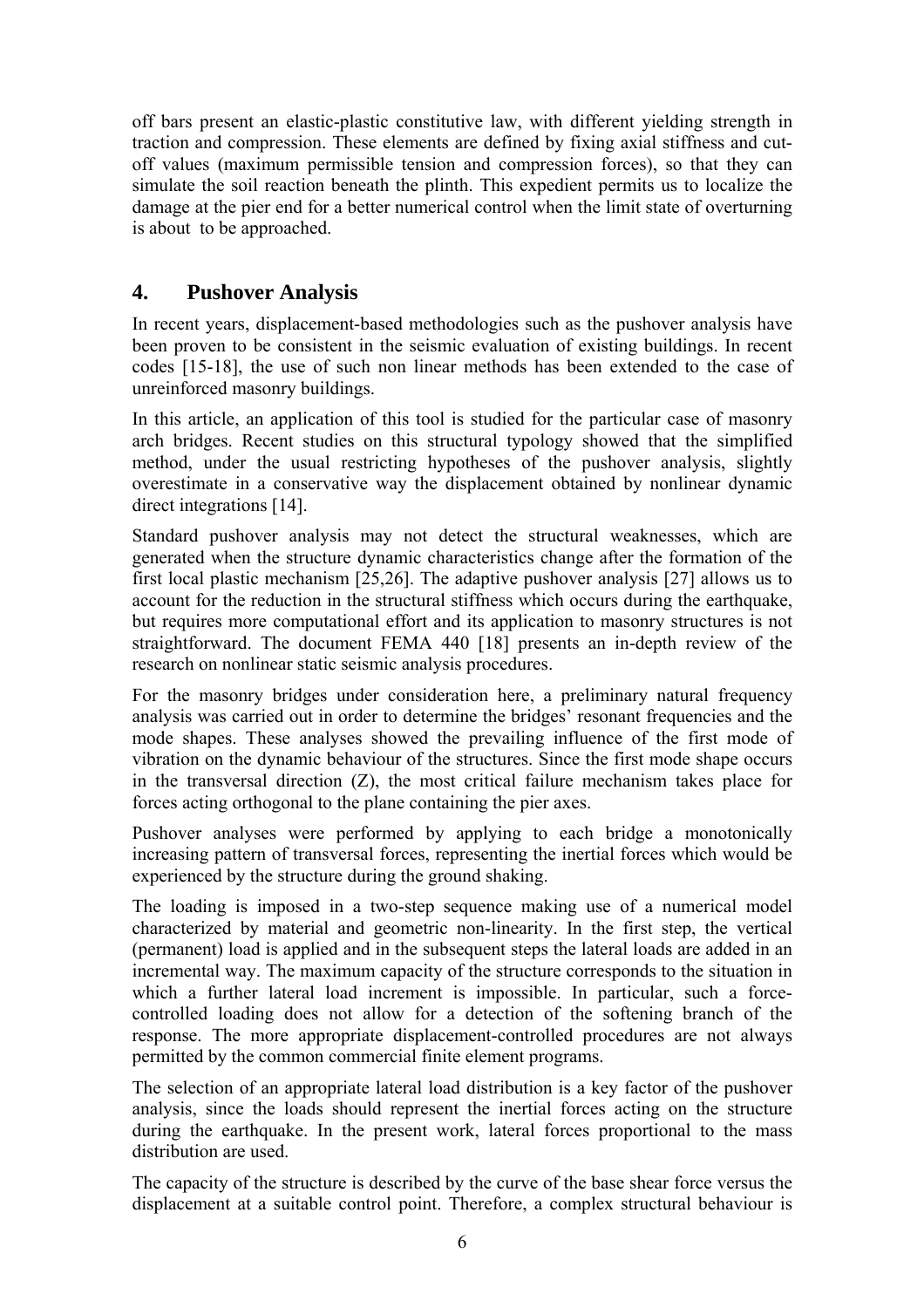off bars present an elastic-plastic constitutive law, with different yielding strength in traction and compression. These elements are defined by fixing axial stiffness and cut-off values (maximum permissible tension and compression forces), so that they can simulate the soil reaction beneath the plinth. This expedient permits us to localize the damage at the pier end for a better numerical control when the limit state of overturning is about to be approached.

## 4. Pushover Analysis

In recent years, displacement-based methodologies such as the pushover analysis have been proven to be consistent in the seismic evaluation of existing buildings. In recent codes [15-18], the use of such non linear methods has been extended to the case of unreinforced masonry buildings.

In this article, an application of this tool is studied for the particular case of masonry arch bridges. Recent studies on this structural typology showed that the simplified method, under the usual restricting hypotheses of the pushover analysis, slightly overestimate in a conservative way the displacement obtained by nonlinear dynamic direct integrations [14].

Standard pushover analysis may not detect the structural weaknesses, which are generated when the structure dynamic characteristics change after the formation of the first local plastic mechanism [25,26]. The adaptive pushover analysis [27] allows us to account for the reduction in the structural stiffness which occurs during the earthquake, but requires more computational effort and its application to masonry structures is not straightforward. The document FEMA 440 [18] presents an in-depth review of the research on nonlinear static seismic analysis procedures.

For the masonry bridges under consideration here, a preliminary natural frequency analysis was carried out in order to determine the bridges' resonant frequencies and the mode shapes. These analyses showed the prevailing influence of the first mode of vibration on the dynamic behaviour of the structures. Since the first mode shape occurs in the transversal direction (Z), the most critical failure mechanism takes place for forces acting orthogonal to the plane containing the pier axes.

Pushover analyses were performed by applying to each bridge a monotonically increasing pattern of transversal forces, representing the inertial forces which would be experienced by the structure during the ground shaking.

The loading is imposed in a two-step sequence making use of a numerical model characterized by material and geometric non-linearity. In the first step, the vertical (permanent) load is applied and in the subsequent steps the lateral loads are added in an incremental way. The maximum capacity of the structure corresponds to the situation in which a further lateral load increment is impossible. In particular, such a force-controlled loading does not allow for a detection of the softening branch of the response. The more appropriate displacement-controlled procedures are not always permitted by the common commercial finite element programs.

The selection of an appropriate lateral load distribution is a key factor of the pushover analysis, since the loads should represent the inertial forces acting on the structure during the earthquake. In the present work, lateral forces proportional to the mass distribution are used.

The capacity of the structure is described by the curve of the base shear force versus the displacement at a suitable control point. Therefore, a complex structural behaviour is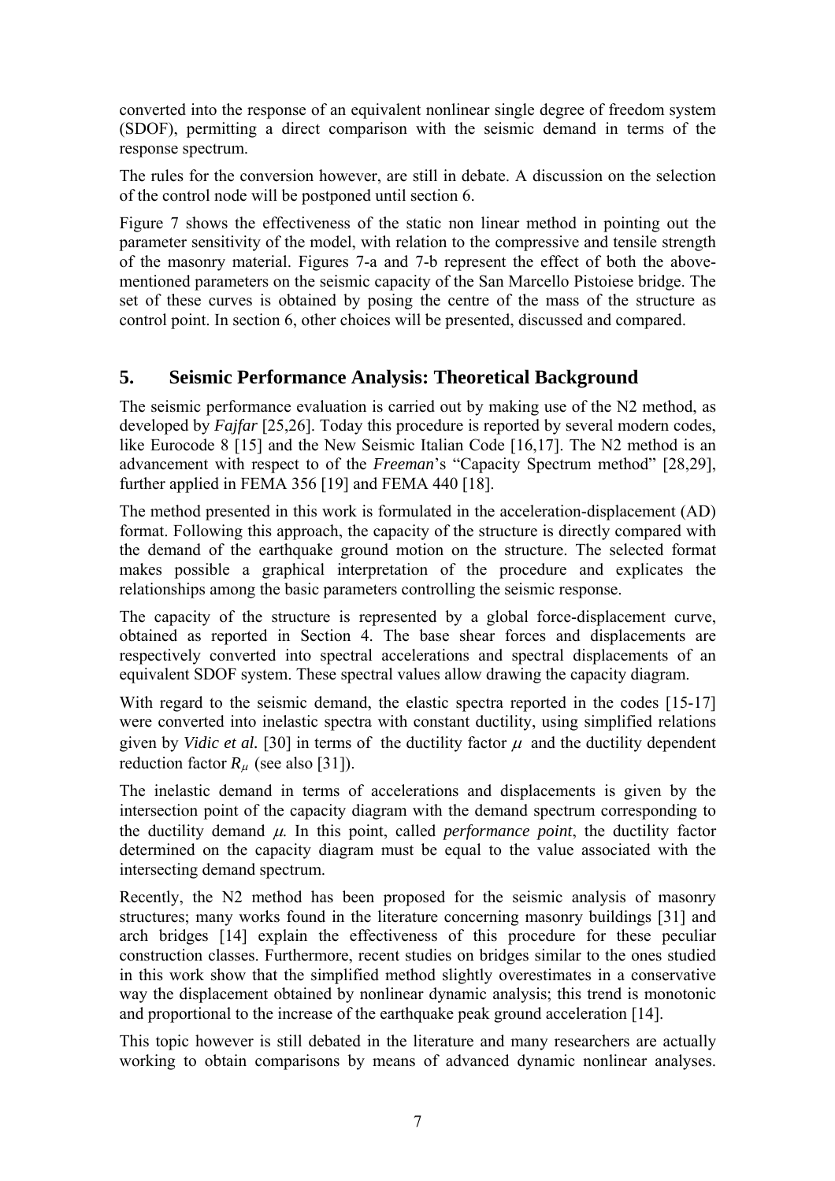converted into the response of an equivalent nonlinear single degree of freedom system (SDOF), permitting a direct comparison with the seismic demand in terms of the response spectrum.

The rules for the conversion however, are still in debate. A discussion on the selection of the control node will be postponed until section 6.

Figure 7 shows the effectiveness of the static non linear method in pointing out the parameter sensitivity of the model, with relation to the compressive and tensile strength of the masonry material. Figures 7-a and 7-b represent the effect of both the above-mentioned parameters on the seismic capacity of the San Marcello Pistoiese bridge. The set of these curves is obtained by posing the centre of the mass of the structure as control point. In section 6, other choices will be presented, discussed and compared.

## 5. Seismic Performance Analysis: Theoretical Background

The seismic performance evaluation is carried out by making use of the N2 method, as developed by *Fajfar* [25,26]. Today this procedure is reported by several modern codes, like Eurocode 8 [15] and the New Seismic Italian Code [16,17]. The N2 method is an advancement with respect to of the *Freeman*'s "Capacity Spectrum method" [28,29], further applied in FEMA 356 [19] and FEMA 440 [18].

The method presented in this work is formulated in the acceleration-displacement (AD) format. Following this approach, the capacity of the structure is directly compared with the demand of the earthquake ground motion on the structure. The selected format makes possible a graphical interpretation of the procedure and explicates the relationships among the basic parameters controlling the seismic response.

The capacity of the structure is represented by a global force-displacement curve, obtained as reported in Section 4. The base shear forces and displacements are respectively converted into spectral accelerations and spectral displacements of an equivalent SDOF system. These spectral values allow drawing the capacity diagram.

With regard to the seismic demand, the elastic spectra reported in the codes [15-17] were converted into inelastic spectra with constant ductility, using simplified relations given by *Vidic et al.* [30] in terms of the ductility factor $\mu$ and the ductility dependent reduction factor $R_{\mu}$ (see also [31]).

The inelastic demand in terms of accelerations and displacements is given by the intersection point of the capacity diagram with the demand spectrum corresponding to the ductility demand $\mu$. In this point, called *performance point*, the ductility factor determined on the capacity diagram must be equal to the value associated with the intersecting demand spectrum.

Recently, the N2 method has been proposed for the seismic analysis of masonry structures; many works found in the literature concerning masonry buildings [31] and arch bridges [14] explain the effectiveness of this procedure for these peculiar construction classes. Furthermore, recent studies on bridges similar to the ones studied in this work show that the simplified method slightly overestimates in a conservative way the displacement obtained by nonlinear dynamic analysis; this trend is monotonic and proportional to the increase of the earthquake peak ground acceleration [14].

This topic however is still debated in the literature and many researchers are actually working to obtain comparisons by means of advanced dynamic nonlinear analyses.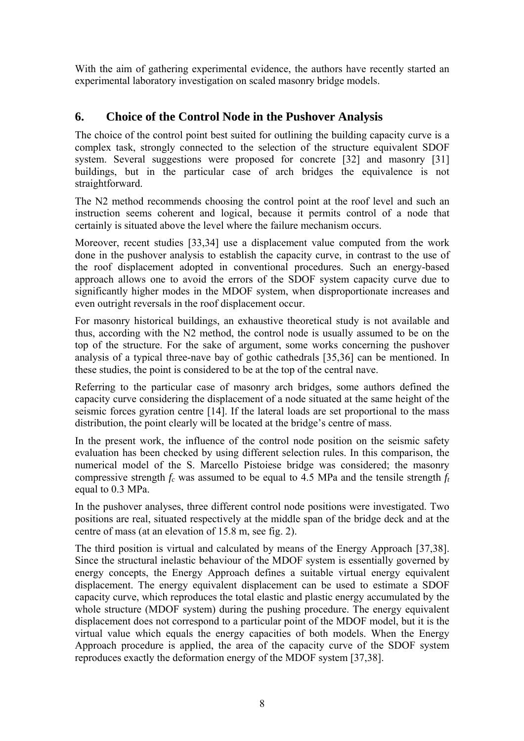With the aim of gathering experimental evidence, the authors have recently started an experimental laboratory investigation on scaled masonry bridge models.

## 6. Choice of the Control Node in the Pushover Analysis

The choice of the control point best suited for outlining the building capacity curve is a complex task, strongly connected to the selection of the structure equivalent SDOF system. Several suggestions were proposed for concrete [32] and masonry [31] buildings, but in the particular case of arch bridges the equivalence is not straightforward.

The N2 method recommends choosing the control point at the roof level and such an instruction seems coherent and logical, because it permits control of a node that certainly is situated above the level where the failure mechanism occurs.

Moreover, recent studies [33,34] use a displacement value computed from the work done in the pushover analysis to establish the capacity curve, in contrast to the use of the roof displacement adopted in conventional procedures. Such an energy-based approach allows one to avoid the errors of the SDOF system capacity curve due to significantly higher modes in the MDOF system, when disproportionate increases and even outright reversals in the roof displacement occur.

For masonry historical buildings, an exhaustive theoretical study is not available and thus, according with the N2 method, the control node is usually assumed to be on the top of the structure. For the sake of argument, some works concerning the pushover analysis of a typical three-nave bay of gothic cathedrals [35,36] can be mentioned. In these studies, the point is considered to be at the top of the central nave.

Referring to the particular case of masonry arch bridges, some authors defined the capacity curve considering the displacement of a node situated at the same height of the seismic forces gyration centre [14]. If the lateral loads are set proportional to the mass distribution, the point clearly will be located at the bridge's centre of mass.

In the present work, the influence of the control node position on the seismic safety evaluation has been checked by using different selection rules. In this comparison, the numerical model of the S. Marcello Pistoiese bridge was considered; the masonry compressive strength $f_c$ was assumed to be equal to 4.5 MPa and the tensile strength $f_t$ equal to 0.3 MPa.

In the pushover analyses, three different control node positions were investigated. Two positions are real, situated respectively at the middle span of the bridge deck and at the centre of mass (at an elevation of 15.8 m, see fig. 2).

The third position is virtual and calculated by means of the Energy Approach [37,38]. Since the structural inelastic behaviour of the MDOF system is essentially governed by energy concepts, the Energy Approach defines a suitable virtual energy equivalent displacement. The energy equivalent displacement can be used to estimate a SDOF capacity curve, which reproduces the total elastic and plastic energy accumulated by the whole structure (MDOF system) during the pushing procedure. The energy equivalent displacement does not correspond to a particular point of the MDOF model, but it is the virtual value which equals the energy capacities of both models. When the Energy Approach procedure is applied, the area of the capacity curve of the SDOF system reproduces exactly the deformation energy of the MDOF system [37,38].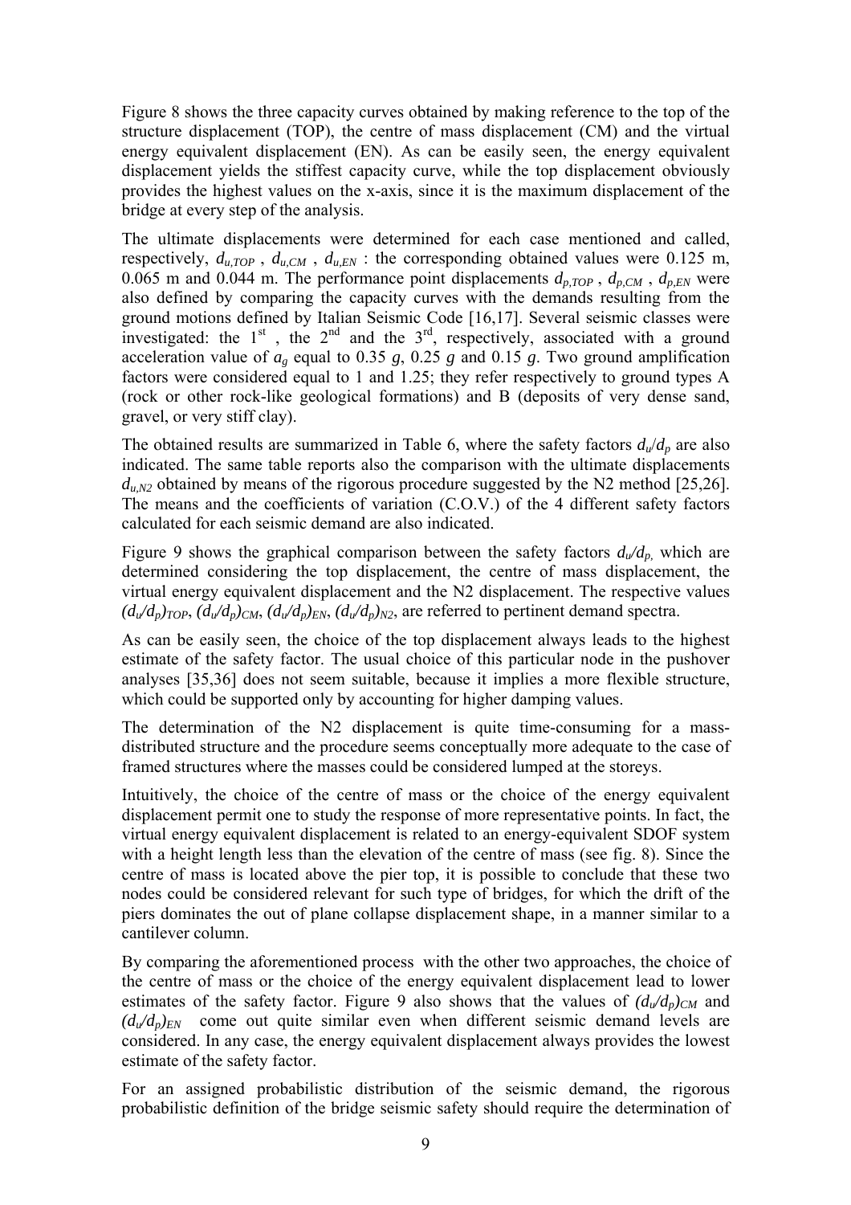Figure 8 shows the three capacity curves obtained by making reference to the top of the structure displacement (TOP), the centre of mass displacement (CM) and the virtual energy equivalent displacement (EN). As can be easily seen, the energy equivalent displacement yields the stiffest capacity curve, while the top displacement obviously provides the highest values on the x-axis, since it is the maximum displacement of the bridge at every step of the analysis.

The ultimate displacements were determined for each case mentioned and called, respectively, $d_{u,TOP}$ , $d_{u,CM}$ , $d_{u,EN}$ : the corresponding obtained values were 0.125 m, 0.065 m and 0.044 m. The performance point displacements $d_{p,TOP}$ , $d_{p,CM}$ , $d_{p,EN}$ were also defined by comparing the capacity curves with the demands resulting from the ground motions defined by Italian Seismic Code [16,17]. Several seismic classes were investigated: the 1st , the 2nd and the 3rd, respectively, associated with a ground acceleration value of $a_g$ equal to 0.35 $g$, 0.25 $g$ and 0.15 $g$. Two ground amplification factors were considered equal to 1 and 1.25; they refer respectively to ground types A (rock or other rock-like geological formations) and B (deposits of very dense sand, gravel, or very stiff clay).

The obtained results are summarized in Table 6, where the safety factors $d_u/d_p$ are also indicated. The same table reports also the comparison with the ultimate displacements $d_{u,N2}$ obtained by means of the rigorous procedure suggested by the N2 method [25,26]. The means and the coefficients of variation (C.O.V.) of the 4 different safety factors calculated for each seismic demand are also indicated.

Figure 9 shows the graphical comparison between the safety factors $d_u/d_p$, which are determined considering the top displacement, the centre of mass displacement, the virtual energy equivalent displacement and the N2 displacement. The respective values $(d_u/d_p)_{TOP}$, $(d_u/d_p)_{CM}$, $(d_u/d_p)_{EN}$, $(d_u/d_p)_{N2}$, are referred to pertinent demand spectra.

As can be easily seen, the choice of the top displacement always leads to the highest estimate of the safety factor. The usual choice of this particular node in the pushover analyses [35,36] does not seem suitable, because it implies a more flexible structure, which could be supported only by accounting for higher damping values.

The determination of the N2 displacement is quite time-consuming for a mass-distributed structure and the procedure seems conceptually more adequate to the case of framed structures where the masses could be considered lumped at the storeys.

Intuitively, the choice of the centre of mass or the choice of the energy equivalent displacement permit one to study the response of more representative points. In fact, the virtual energy equivalent displacement is related to an energy-equivalent SDOF system with a height length less than the elevation of the centre of mass (see fig. 8). Since the centre of mass is located above the pier top, it is possible to conclude that these two nodes could be considered relevant for such type of bridges, for which the drift of the piers dominates the out of plane collapse displacement shape, in a manner similar to a cantilever column.

By comparing the aforementioned process with the other two approaches, the choice of the centre of mass or the choice of the energy equivalent displacement lead to lower estimates of the safety factor. Figure 9 also shows that the values of $(d_u/d_p)_{CM}$ and $(d_u/d_p)_{EN}$ come out quite similar even when different seismic demand levels are considered. In any case, the energy equivalent displacement always provides the lowest estimate of the safety factor.

For an assigned probabilistic distribution of the seismic demand, the rigorous probabilistic definition of the bridge seismic safety should require the determination of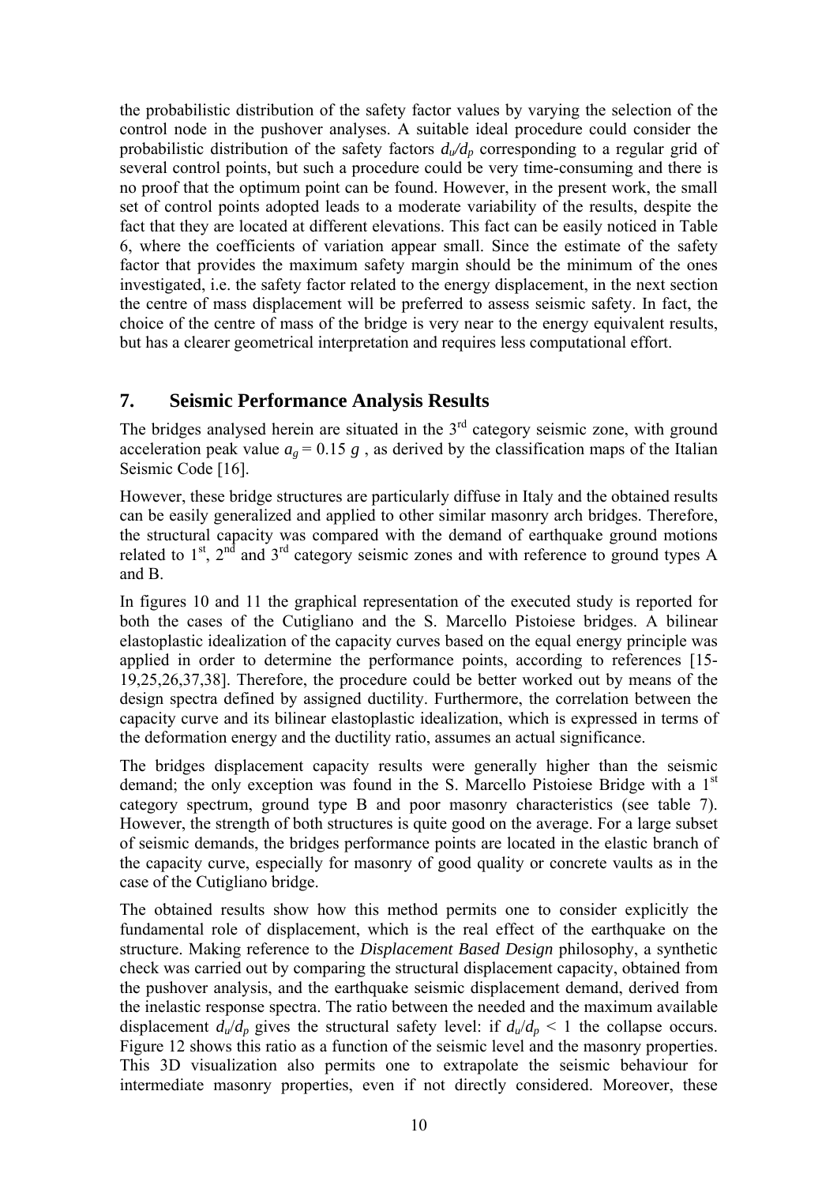the probabilistic distribution of the safety factor values by varying the selection of the control node in the pushover analyses. A suitable ideal procedure could consider the probabilistic distribution of the safety factors $d_u/d_p$ corresponding to a regular grid of several control points, but such a procedure could be very time-consuming and there is no proof that the optimum point can be found. However, in the present work, the small set of control points adopted leads to a moderate variability of the results, despite the fact that they are located at different elevations. This fact can be easily noticed in Table 6, where the coefficients of variation appear small. Since the estimate of the safety factor that provides the maximum safety margin should be the minimum of the ones investigated, i.e. the safety factor related to the energy displacement, in the next section the centre of mass displacement will be preferred to assess seismic safety. In fact, the choice of the centre of mass of the bridge is very near to the energy equivalent results, but has a clearer geometrical interpretation and requires less computational effort.

## 7. Seismic Performance Analysis Results

The bridges analysed herein are situated in the 3rd category seismic zone, with ground acceleration peak value $a_g = 0.15\ g$ , as derived by the classification maps of the Italian Seismic Code [16].

However, these bridge structures are particularly diffuse in Italy and the obtained results can be easily generalized and applied to other similar masonry arch bridges. Therefore, the structural capacity was compared with the demand of earthquake ground motions related to 1st, 2nd and 3rd category seismic zones and with reference to ground types A and B.

In figures 10 and 11 the graphical representation of the executed study is reported for both the cases of the Cutigliano and the S. Marcello Pistoiese bridges. A bilinear elastoplastic idealization of the capacity curves based on the equal energy principle was applied in order to determine the performance points, according to references [15-19,25,26,37,38]. Therefore, the procedure could be better worked out by means of the design spectra defined by assigned ductility. Furthermore, the correlation between the capacity curve and its bilinear elastoplastic idealization, which is expressed in terms of the deformation energy and the ductility ratio, assumes an actual significance.

The bridges displacement capacity results were generally higher than the seismic demand; the only exception was found in the S. Marcello Pistoiese Bridge with a 1st category spectrum, ground type B and poor masonry characteristics (see table 7). However, the strength of both structures is quite good on the average. For a large subset of seismic demands, the bridges performance points are located in the elastic branch of the capacity curve, especially for masonry of good quality or concrete vaults as in the case of the Cutigliano bridge.

The obtained results show how this method permits one to consider explicitly the fundamental role of displacement, which is the real effect of the earthquake on the structure. Making reference to the *Displacement Based Design* philosophy, a synthetic check was carried out by comparing the structural displacement capacity, obtained from the pushover analysis, and the earthquake seismic displacement demand, derived from the inelastic response spectra. The ratio between the needed and the maximum available displacement $d_u/d_p$ gives the structural safety level: if $d_u/d_p < 1$ the collapse occurs. Figure 12 shows this ratio as a function of the seismic level and the masonry properties. This 3D visualization also permits one to extrapolate the seismic behaviour for intermediate masonry properties, even if not directly considered. Moreover, these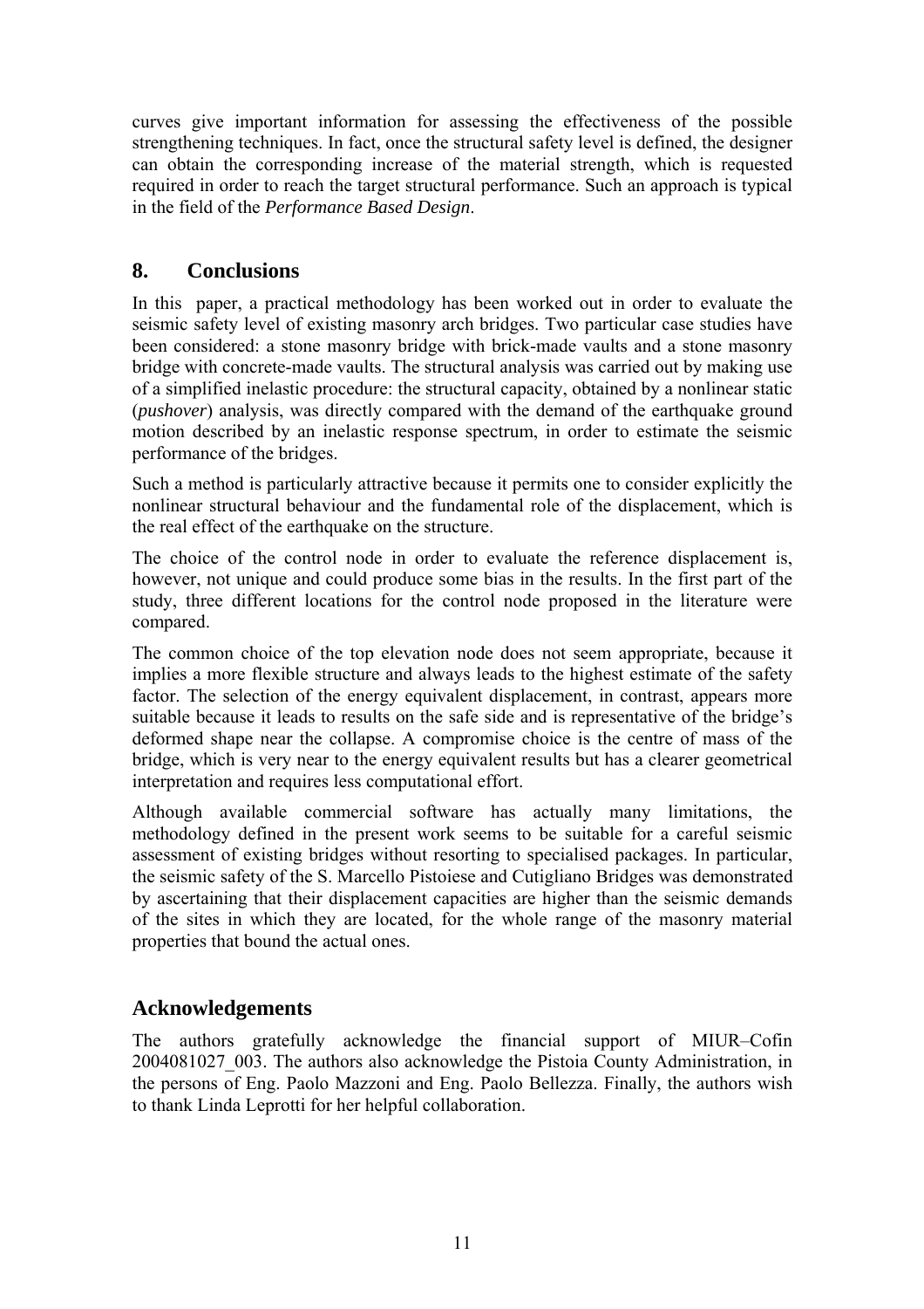curves give important information for assessing the effectiveness of the possible strengthening techniques. In fact, once the structural safety level is defined, the designer can obtain the corresponding increase of the material strength, which is requested required in order to reach the target structural performance. Such an approach is typical in the field of the *Performance Based Design*.

## 8. Conclusions

In this paper, a practical methodology has been worked out in order to evaluate the seismic safety level of existing masonry arch bridges. Two particular case studies have been considered: a stone masonry bridge with brick-made vaults and a stone masonry bridge with concrete-made vaults. The structural analysis was carried out by making use of a simplified inelastic procedure: the structural capacity, obtained by a nonlinear static (*pushover*) analysis, was directly compared with the demand of the earthquake ground motion described by an inelastic response spectrum, in order to estimate the seismic performance of the bridges.

Such a method is particularly attractive because it permits one to consider explicitly the nonlinear structural behaviour and the fundamental role of the displacement, which is the real effect of the earthquake on the structure.

The choice of the control node in order to evaluate the reference displacement is, however, not unique and could produce some bias in the results. In the first part of the study, three different locations for the control node proposed in the literature were compared.

The common choice of the top elevation node does not seem appropriate, because it implies a more flexible structure and always leads to the highest estimate of the safety factor. The selection of the energy equivalent displacement, in contrast, appears more suitable because it leads to results on the safe side and is representative of the bridge's deformed shape near the collapse. A compromise choice is the centre of mass of the bridge, which is very near to the energy equivalent results but has a clearer geometrical interpretation and requires less computational effort.

Although available commercial software has actually many limitations, the methodology defined in the present work seems to be suitable for a careful seismic assessment of existing bridges without resorting to specialised packages. In particular, the seismic safety of the S. Marcello Pistoiese and Cutigliano Bridges was demonstrated by ascertaining that their displacement capacities are higher than the seismic demands of the sites in which they are located, for the whole range of the masonry material properties that bound the actual ones.

## Acknowledgements

The authors gratefully acknowledge the financial support of MIUR–Cofin 2004081027_003. The authors also acknowledge the Pistoia County Administration, in the persons of Eng. Paolo Mazzoni and Eng. Paolo Bellezza. Finally, the authors wish to thank Linda Leprotti for her helpful collaboration.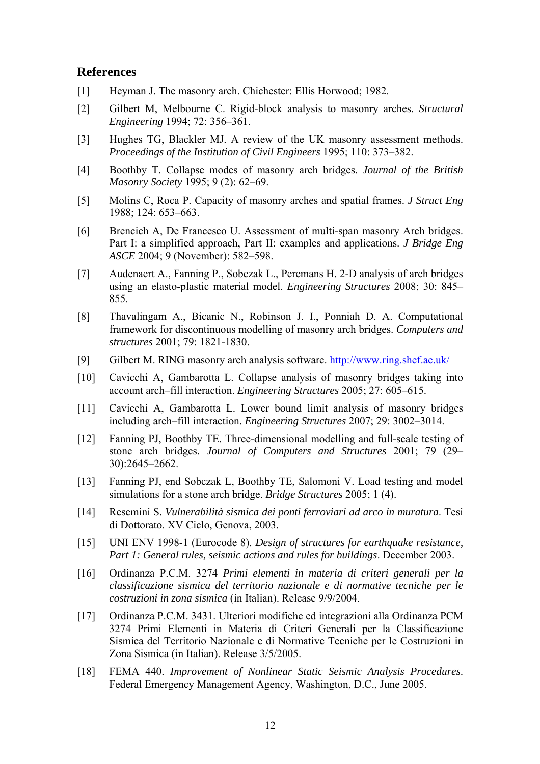## References

[1] Heyman J. The masonry arch. Chichester: Ellis Horwood; 1982.

[2] Gilbert M, Melbourne C. Rigid-block analysis to masonry arches. *Structural Engineering* 1994; 72: 356–361.

[3] Hughes TG, Blackler MJ. A review of the UK masonry assessment methods. *Proceedings of the Institution of Civil Engineers* 1995; 110: 373–382.

[4] Boothby T. Collapse modes of masonry arch bridges. *Journal of the British Masonry Society* 1995; 9 (2): 62–69.

[5] Molins C, Roca P. Capacity of masonry arches and spatial frames. *J Struct Eng* 1988; 124: 653–663.

[6] Brencich A, De Francesco U. Assessment of multi-span masonry Arch bridges. Part I: a simplified approach, Part II: examples and applications. *J Bridge Eng ASCE* 2004; 9 (November): 582–598.

[7] Audenaert A., Fanning P., Sobczak L., Peremans H. 2-D analysis of arch bridges using an elasto-plastic material model. *Engineering Structures* 2008; 30: 845–855.

[8] Thavalingam A., Bicanic N., Robinson J. I., Ponniah D. A. Computational framework for discontinuous modelling of masonry arch bridges. *Computers and structures* 2001; 79: 1821-1830.

[9] Gilbert M. RING masonry arch analysis software. http://www.ring.shef.ac.uk/

[10] Cavicchi A, Gambarotta L. Collapse analysis of masonry bridges taking into account arch–fill interaction. *Engineering Structures* 2005; 27: 605–615.

[11] Cavicchi A, Gambarotta L. Lower bound limit analysis of masonry bridges including arch–fill interaction. *Engineering Structures* 2007; 29: 3002–3014.

[12] Fanning PJ, Boothby TE. Three-dimensional modelling and full-scale testing of stone arch bridges. *Journal of Computers and Structures* 2001; 79 (29–30):2645–2662.

[13] Fanning PJ, end Sobczak L, Boothby TE, Salomoni V. Load testing and model simulations for a stone arch bridge. *Bridge Structures* 2005; 1 (4).

[14] Resemini S. *Vulnerabilità sismica dei ponti ferroviari ad arco in muratura*. Tesi di Dottorato. XV Ciclo, Genova, 2003.

[15] UNI ENV 1998-1 (Eurocode 8). *Design of structures for earthquake resistance, Part 1: General rules, seismic actions and rules for buildings*. December 2003.

[16] Ordinanza P.C.M. 3274 *Primi elementi in materia di criteri generali per la classificazione sismica del territorio nazionale e di normative tecniche per le costruzioni in zona sismica* (in Italian). Release 9/9/2004.

[17] Ordinanza P.C.M. 3431. Ulteriori modifiche ed integrazioni alla Ordinanza PCM 3274 Primi Elementi in Materia di Criteri Generali per la Classificazione Sismica del Territorio Nazionale e di Normative Tecniche per le Costruzioni in Zona Sismica (in Italian). Release 3/5/2005.

[18] FEMA 440. *Improvement of Nonlinear Static Seismic Analysis Procedures*. Federal Emergency Management Agency, Washington, D.C., June 2005.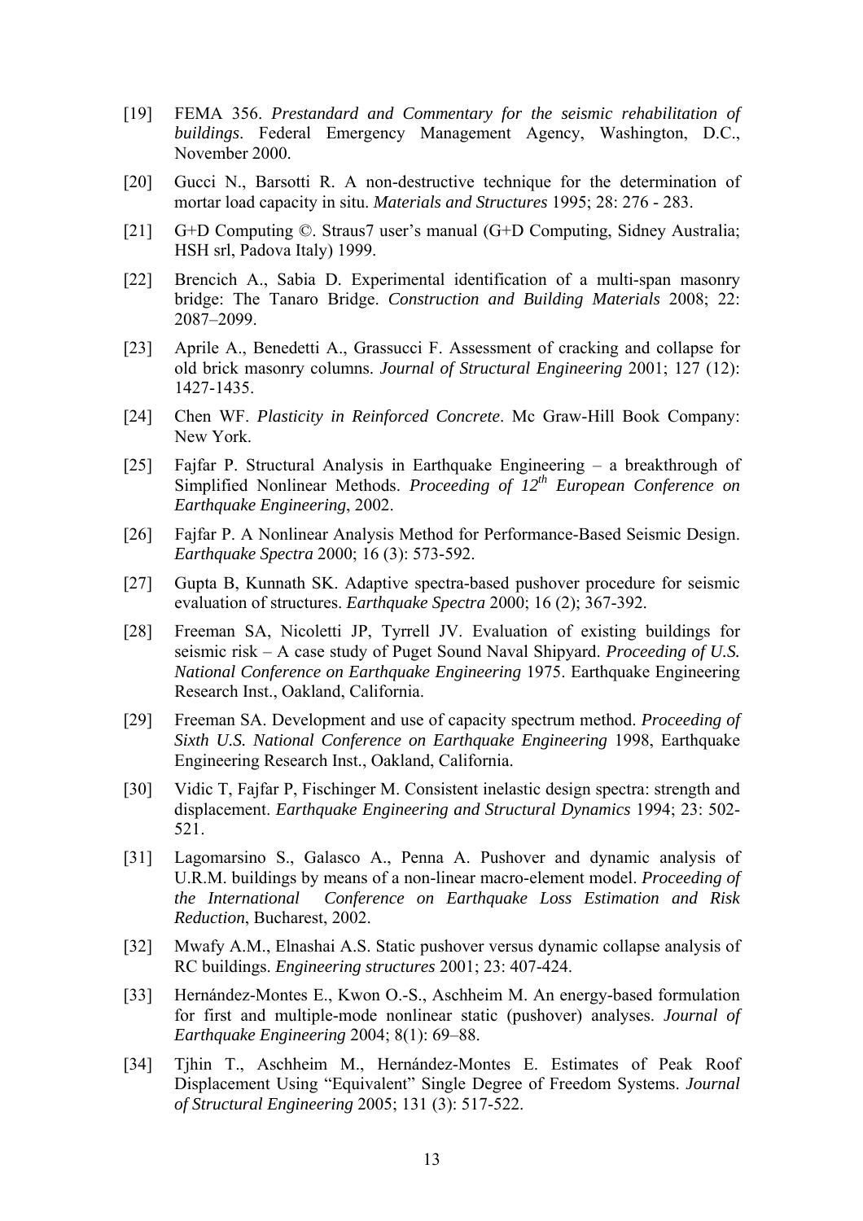[19] FEMA 356. *Prestandard and Commentary for the seismic rehabilitation of buildings*. Federal Emergency Management Agency, Washington, D.C., November 2000.

[20] Gucci N., Barsotti R. A non-destructive technique for the determination of mortar load capacity in situ. *Materials and Structures* 1995; 28: 276 - 283.

[21] G+D Computing ©. Straus7 user's manual (G+D Computing, Sidney Australia; HSH srl, Padova Italy) 1999.

[22] Brencich A., Sabia D. Experimental identification of a multi-span masonry bridge: The Tanaro Bridge. *Construction and Building Materials* 2008; 22: 2087–2099.

[23] Aprile A., Benedetti A., Grassucci F. Assessment of cracking and collapse for old brick masonry columns. *Journal of Structural Engineering* 2001; 127 (12): 1427-1435.

[24] Chen WF. *Plasticity in Reinforced Concrete*. Mc Graw-Hill Book Company: New York.

[25] Fajfar P. Structural Analysis in Earthquake Engineering – a breakthrough of Simplified Nonlinear Methods. *Proceeding of 12th European Conference on Earthquake Engineering*, 2002.

[26] Fajfar P. A Nonlinear Analysis Method for Performance-Based Seismic Design. *Earthquake Spectra* 2000; 16 (3): 573-592.

[27] Gupta B, Kunnath SK. Adaptive spectra-based pushover procedure for seismic evaluation of structures. *Earthquake Spectra* 2000; 16 (2); 367-392.

[28] Freeman SA, Nicoletti JP, Tyrrell JV. Evaluation of existing buildings for seismic risk – A case study of Puget Sound Naval Shipyard. *Proceeding of U.S. National Conference on Earthquake Engineering* 1975. Earthquake Engineering Research Inst., Oakland, California.

[29] Freeman SA. Development and use of capacity spectrum method. *Proceeding of Sixth U.S. National Conference on Earthquake Engineering* 1998, Earthquake Engineering Research Inst., Oakland, California.

[30] Vidic T, Fajfar P, Fischinger M. Consistent inelastic design spectra: strength and displacement. *Earthquake Engineering and Structural Dynamics* 1994; 23: 502-521.

[31] Lagomarsino S., Galasco A., Penna A. Pushover and dynamic analysis of U.R.M. buildings by means of a non-linear macro-element model. *Proceeding of the International Conference on Earthquake Loss Estimation and Risk Reduction*, Bucharest, 2002.

[32] Mwafy A.M., Elnashai A.S. Static pushover versus dynamic collapse analysis of RC buildings. *Engineering structures* 2001; 23: 407-424.

[33] Hernández-Montes E., Kwon O.-S., Aschheim M. An energy-based formulation for first and multiple-mode nonlinear static (pushover) analyses. *Journal of Earthquake Engineering* 2004; 8(1): 69–88.

[34] Tjhin T., Aschheim M., Hernández-Montes E. Estimates of Peak Roof Displacement Using "Equivalent" Single Degree of Freedom Systems. *Journal of Structural Engineering* 2005; 131 (3): 517-522.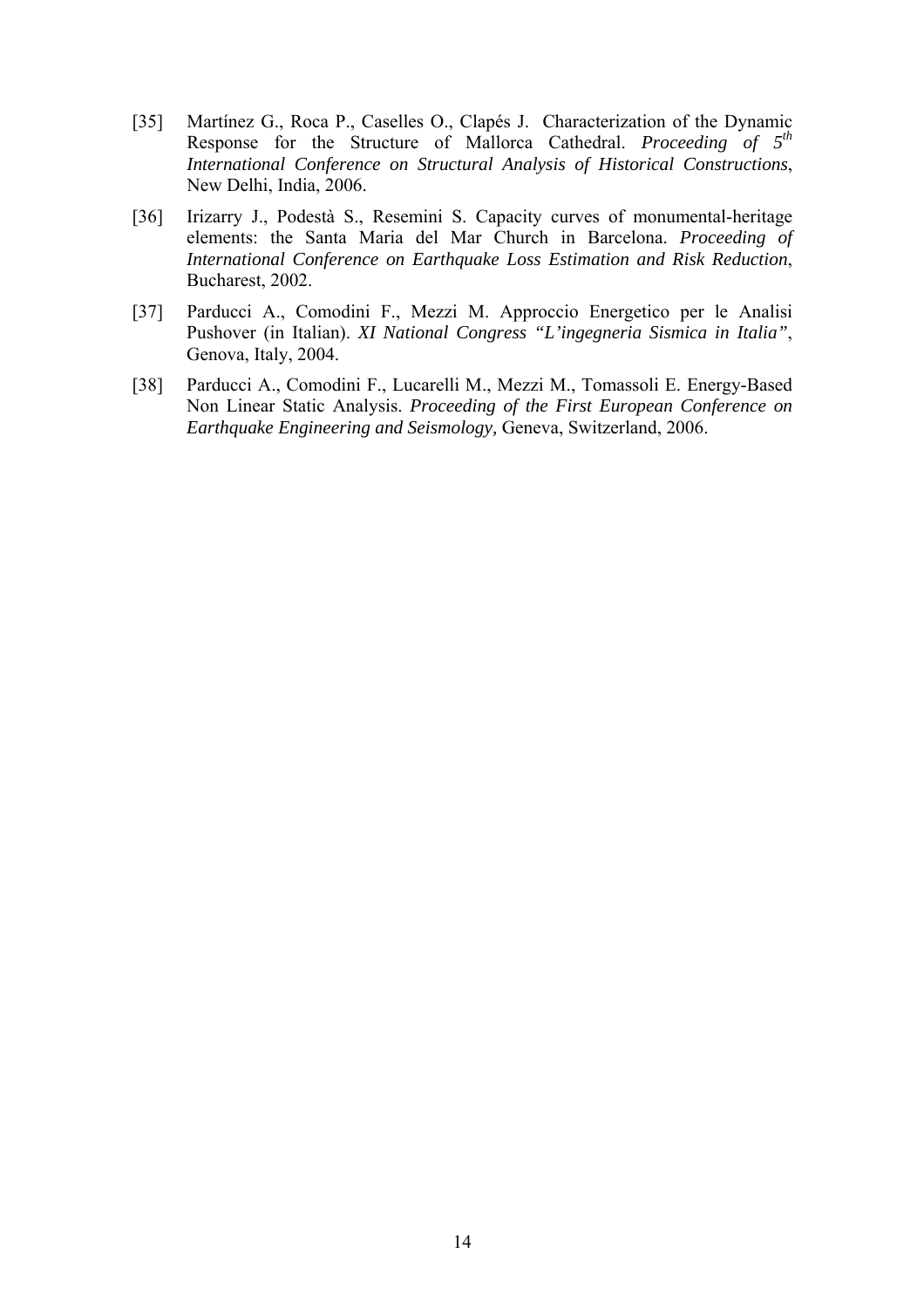[35] Martínez G., Roca P., Caselles O., Clapés J. Characterization of the Dynamic Response for the Structure of Mallorca Cathedral. *Proceeding of 5th International Conference on Structural Analysis of Historical Constructions*, New Delhi, India, 2006.

[36] Irizarry J., Podestà S., Resemini S. Capacity curves of monumental-heritage elements: the Santa Maria del Mar Church in Barcelona. *Proceeding of International Conference on Earthquake Loss Estimation and Risk Reduction*, Bucharest, 2002.

[37] Parducci A., Comodini F., Mezzi M. Approccio Energetico per le Analisi Pushover (in Italian). *XI National Congress "L'ingegneria Sismica in Italia"*, Genova, Italy, 2004.

[38] Parducci A., Comodini F., Lucarelli M., Mezzi M., Tomassoli E. Energy-Based Non Linear Static Analysis. *Proceeding of the First European Conference on Earthquake Engineering and Seismology,* Geneva, Switzerland, 2006.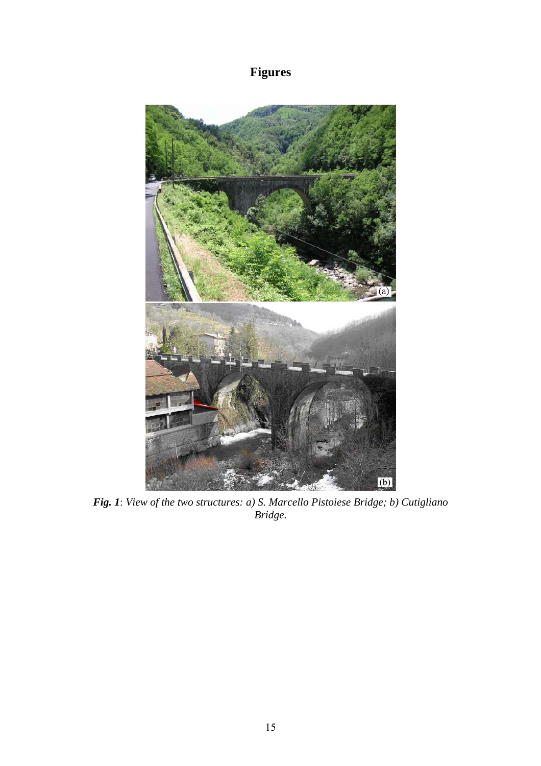# Figures

***Fig. 1***: *View of the two structures: a) S. Marcello Pistoiese Bridge; b) Cutigliano Bridge.*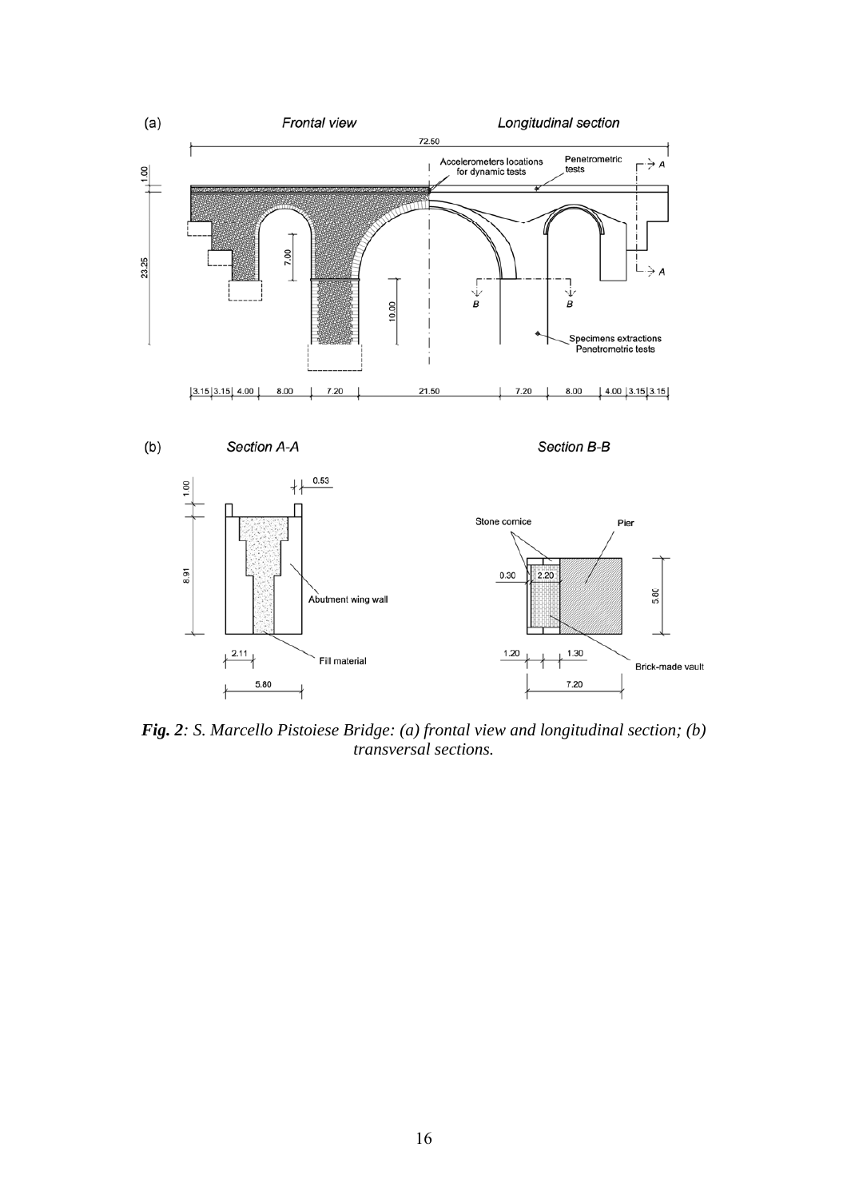***Fig. 2**: S. Marcello Pistoiese Bridge: (a) frontal view and longitudinal section; (b) transversal sections.*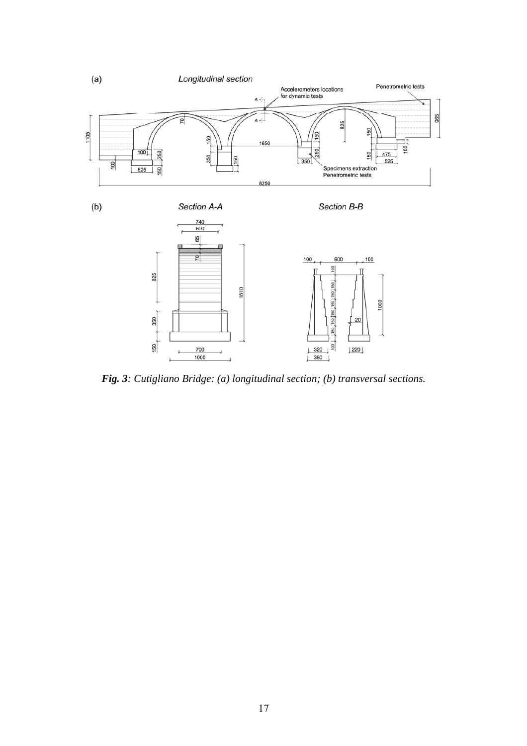***Fig. 3****: Cutigliano Bridge: (a) longitudinal section; (b) transversal sections.*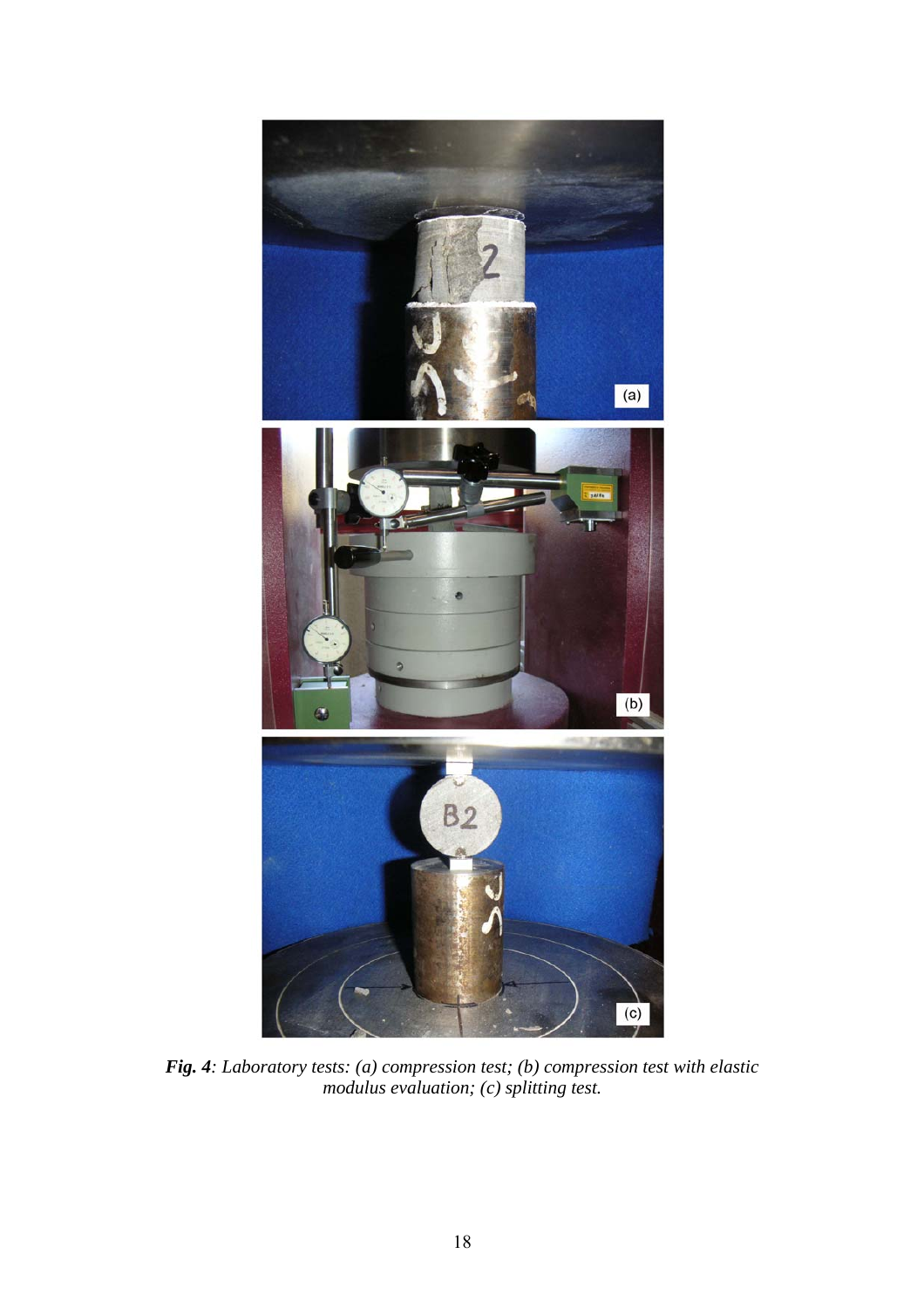***Fig. 4**: Laboratory tests: (a) compression test; (b) compression test with elastic modulus evaluation; (c) splitting test.*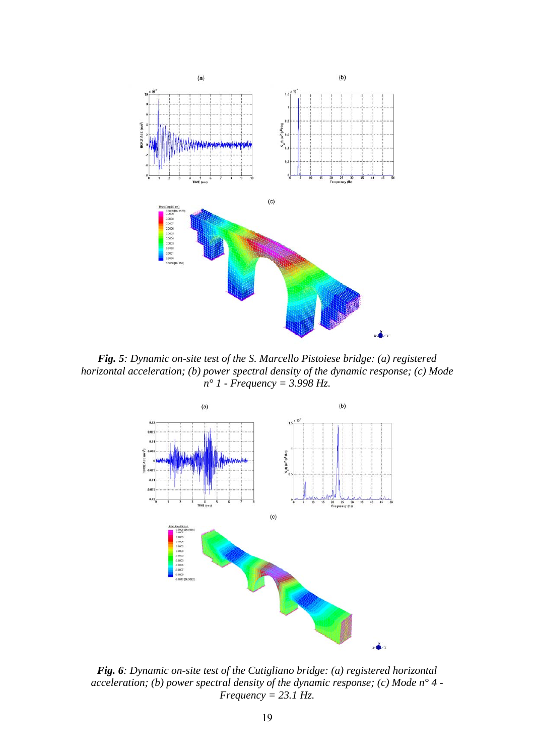***Fig. 5**: Dynamic on-site test of the S. Marcello Pistoiese bridge: (a) registered horizontal acceleration; (b) power spectral density of the dynamic response; (c) Mode n° 1 - Frequency = 3.998 Hz.*

***Fig. 6**: Dynamic on-site test of the Cutigliano bridge: (a) registered horizontal acceleration; (b) power spectral density of the dynamic response; (c) Mode n° 4 - Frequency = 23.1 Hz.*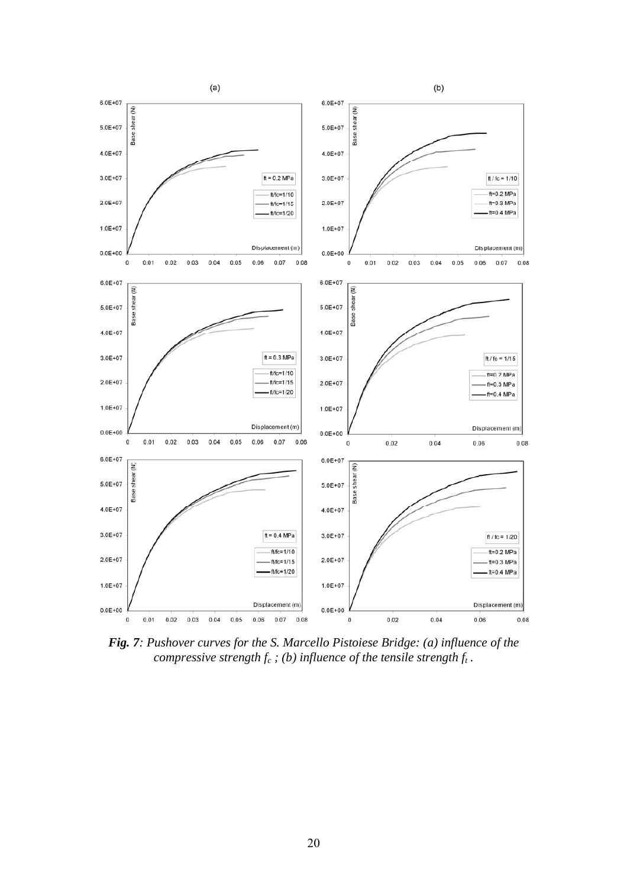***Fig. 7**: Pushover curves for the S. Marcello Pistoiese Bridge: (a) influence of the compressive strength $f_c$ ; (b) influence of the tensile strength $f_t$ .*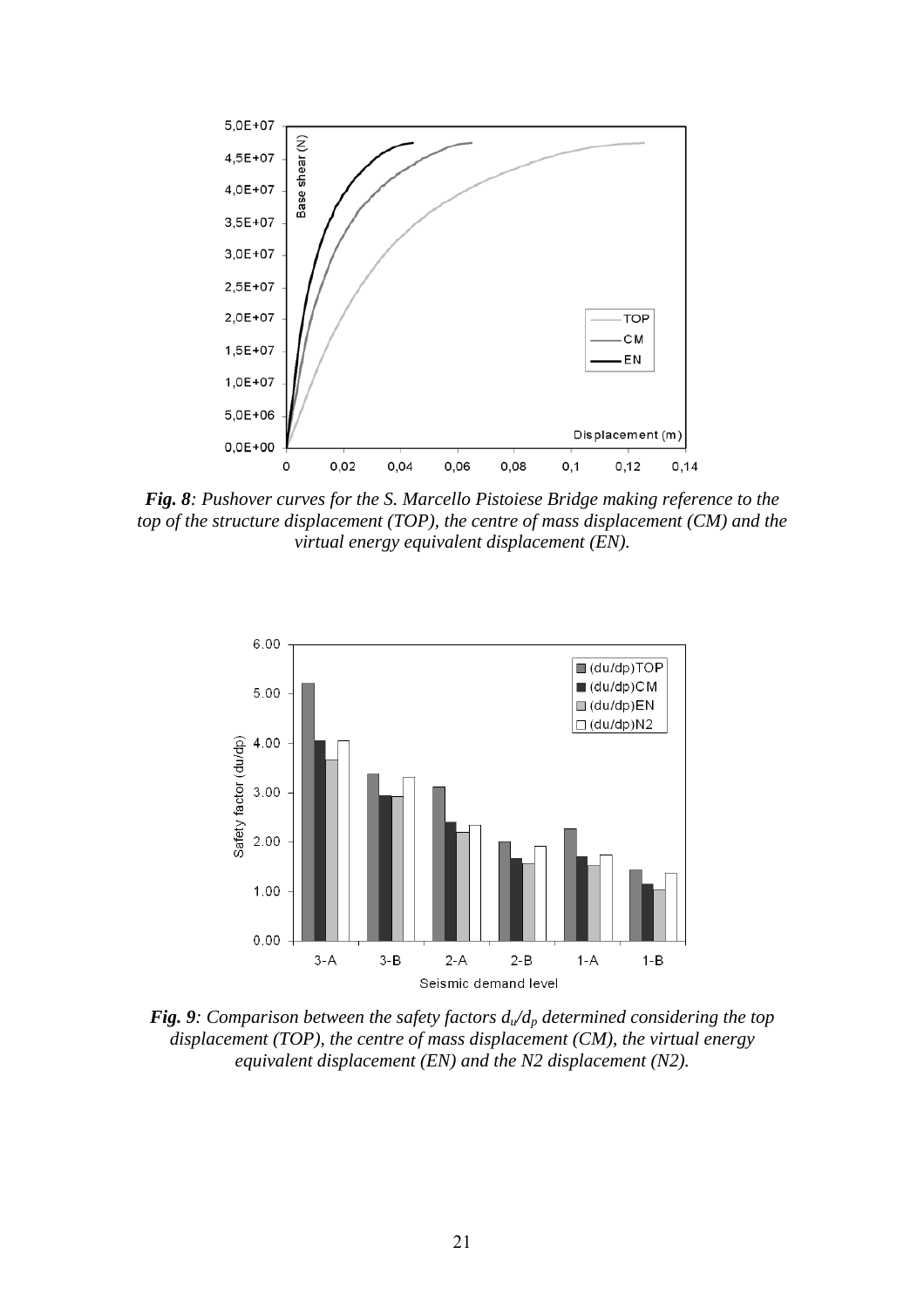***Fig. 8**: Pushover curves for the S. Marcello Pistoiese Bridge making reference to the top of the structure displacement (TOP), the centre of mass displacement (CM) and the virtual energy equivalent displacement (EN).*

***Fig. 9**: Comparison between the safety factors $d_u/d_p$ determined considering the top displacement (TOP), the centre of mass displacement (CM), the virtual energy equivalent displacement (EN) and the N2 displacement (N2).*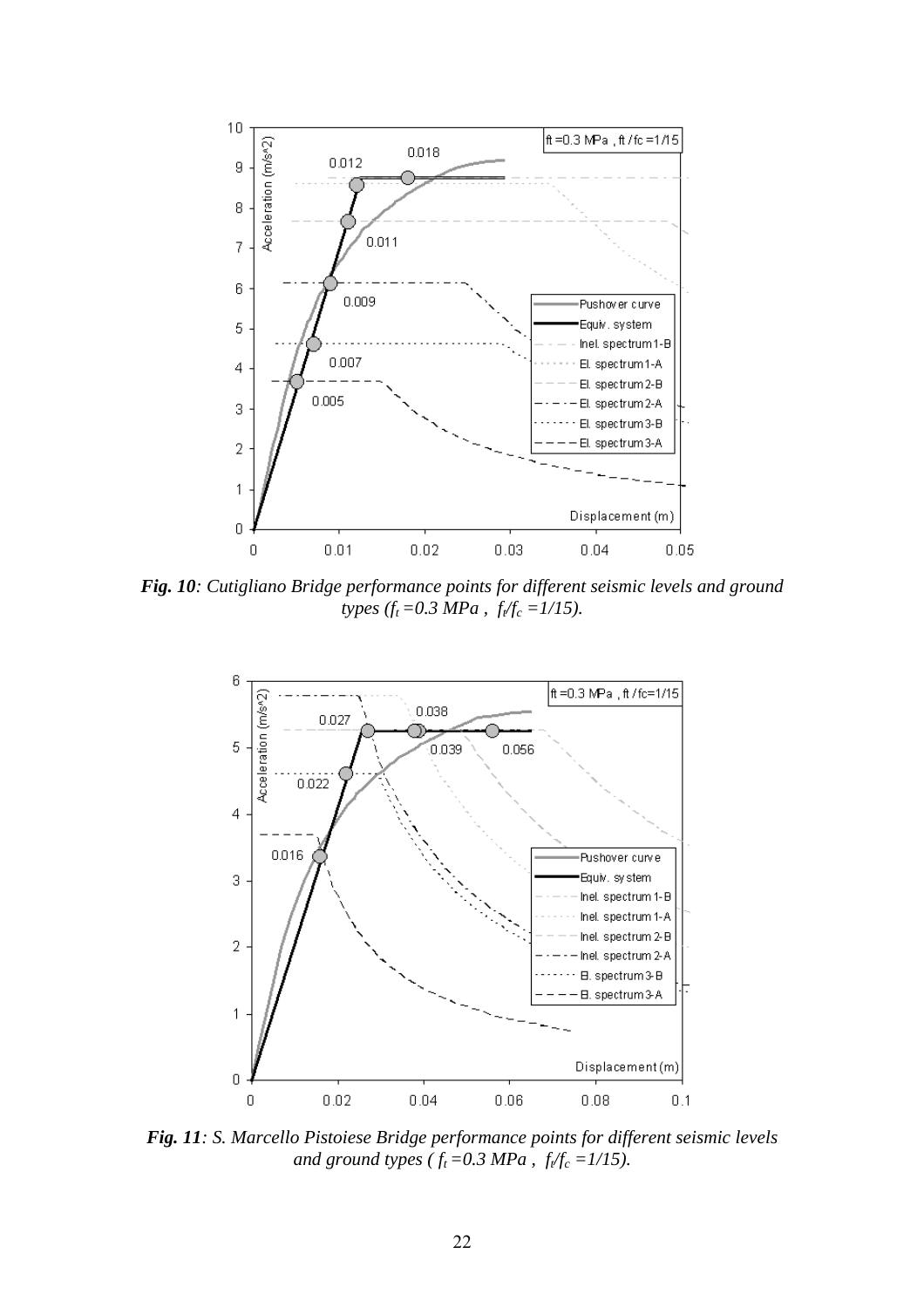***Fig. 10**: Cutigliano Bridge performance points for different seismic levels and ground types ($f_t$ =0.3 MPa , $f_t/f_c$ =1/15).*

***Fig. 11**: S. Marcello Pistoiese Bridge performance points for different seismic levels and ground types ( $f_t$ =0.3 MPa , $f_t/f_c$ =1/15).*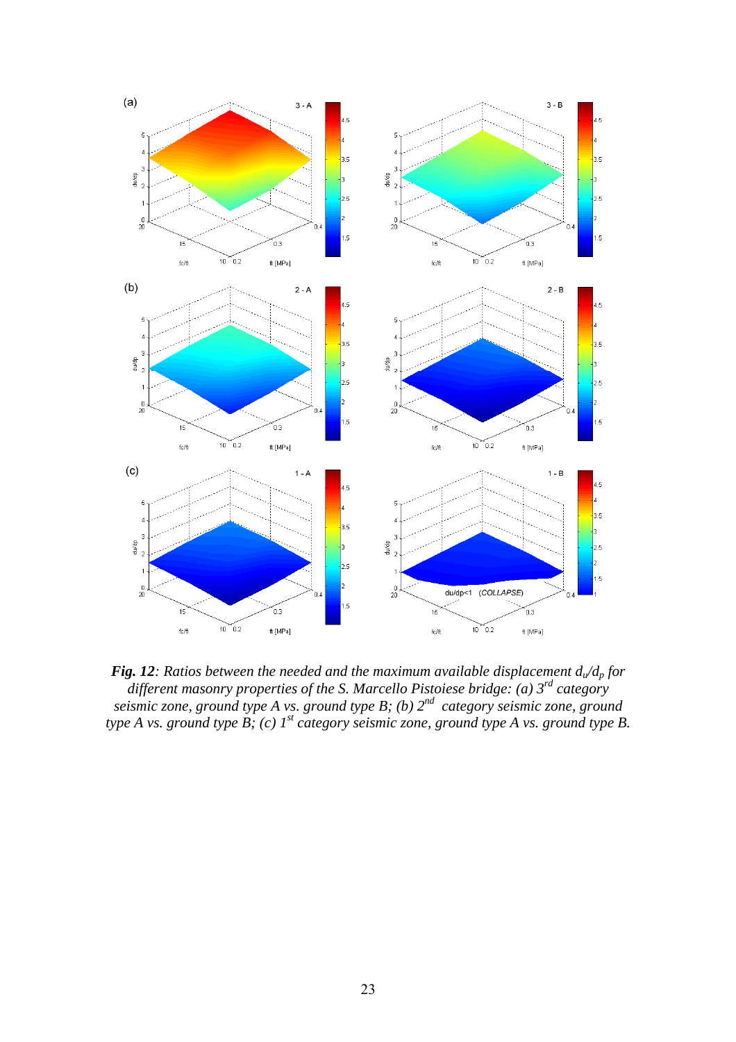***Fig. 12**: Ratios between the needed and the maximum available displacement $d_u/d_p$ for different masonry properties of the S. Marcello Pistoiese bridge: (a) 3[rd] category seismic zone, ground type A vs. ground type B; (b) 2[nd] category seismic zone, ground type A vs. ground type B; (c) 1[st] category seismic zone, ground type A vs. ground type B.*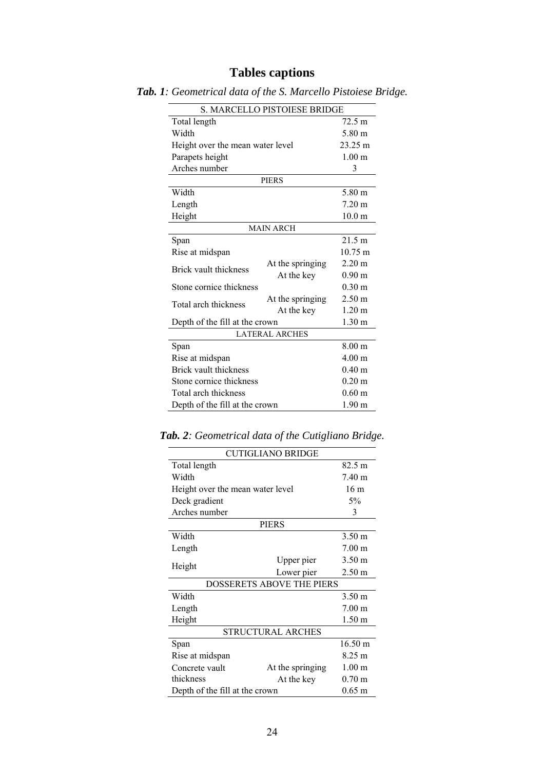# Tables captions

***Tab. 1**: Geometrical data of the S. Marcello Pistoiese Bridge.*

| S. MARCELLO PISTOIESE BRIDGE | | |
|---|---|---|
| Total length | | 72.5 m |
| Width | | 5.80 m |
| Height over the mean water level | | 23.25 m |
| Parapets height | | 1.00 m |
| Arches number | | 3 |
| PIERS | | |
| Width | | 5.80 m |
| Length | | 7.20 m |
| Height | | 10.0 m |
| MAIN ARCH | | |
| Span | | 21.5 m |
| Rise at midspan | | 10.75 m |
| Brick vault thickness | At the springing | 2.20 m |
| | At the key | 0.90 m |
| Stone cornice thickness | | 0.30 m |
| Total arch thickness | At the springing | 2.50 m |
| | At the key | 1.20 m |
| Depth of the fill at the crown | | 1.30 m |
| LATERAL ARCHES | | |
| Span | | 8.00 m |
| Rise at midspan | | 4.00 m |
| Brick vault thickness | | 0.40 m |
| Stone cornice thickness | | 0.20 m |
| Total arch thickness | | 0.60 m |
| Depth of the fill at the crown | | 1.90 m |

***Tab. 2**: Geometrical data of the Cutigliano Bridge.*

| CUTIGLIANO BRIDGE | | |
|---|---|---|
| Total length | | 82.5 m |
| Width | | 7.40 m |
| Height over the mean water level | | 16 m |
| Deck gradient | | 5% |
| Arches number | | 3 |
| PIERS | | |
| Width | | 3.50 m |
| Length | | 7.00 m |
| Height | Upper pier | 3.50 m |
| | Lower pier | 2.50 m |
| DOSSERETS ABOVE THE PIERS | | |
| Width | | 3.50 m |
| Length | | 7.00 m |
| Height | | 1.50 m |
| STRUCTURAL ARCHES | | |
| Span | | 16.50 m |
| Rise at midspan | | 8.25 m |
| Concrete vault thickness | At the springing | 1.00 m |
| | At the key | 0.70 m |
| Depth of the fill at the crown | | 0.65 m |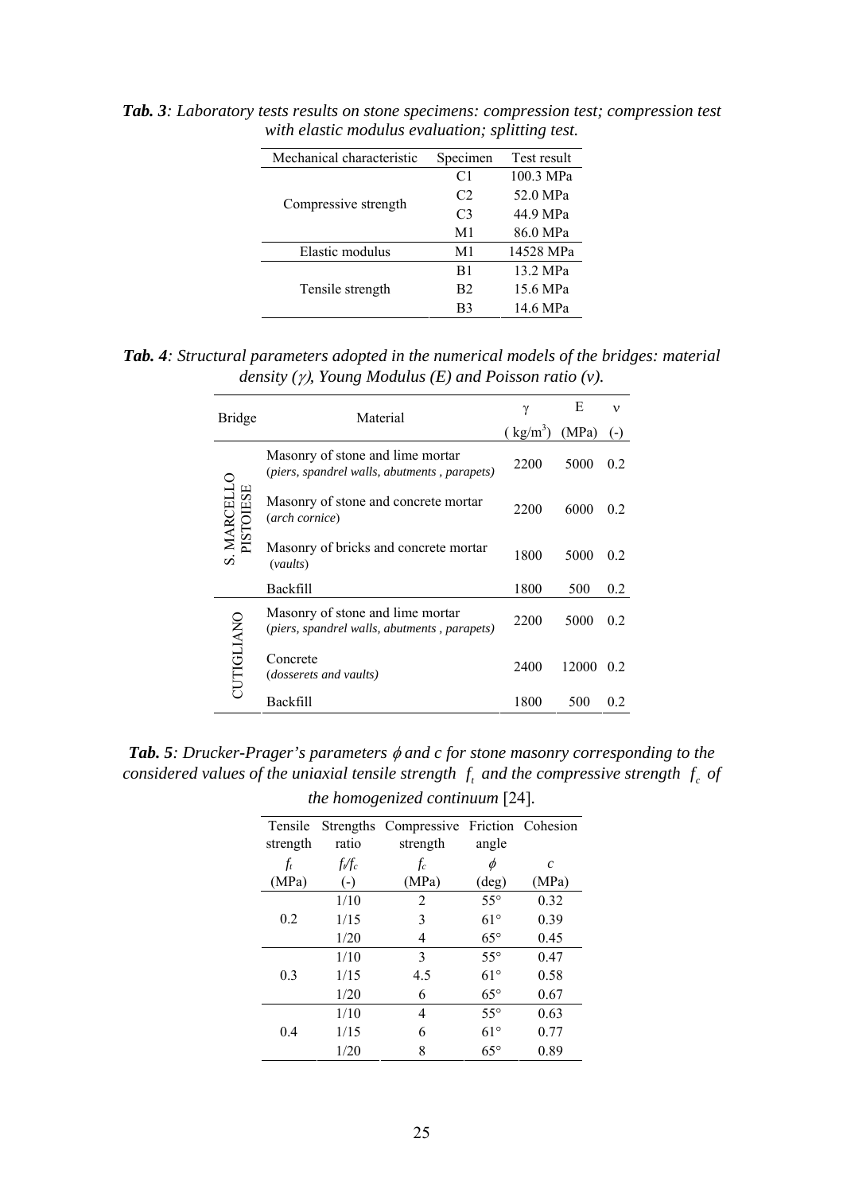***Tab. 3**: Laboratory tests results on stone specimens: compression test; compression test with elastic modulus evaluation; splitting test.*

| Mechanical characteristic | Specimen | Test result |
|---|---|---|
| Compressive strength | C1 | 100.3 MPa |
| | C2 | 52.0 MPa |
| | C3 | 44.9 MPa |
| | M1 | 86.0 MPa |
| Elastic modulus | M1 | 14528 MPa |
| Tensile strength | B1 | 13.2 MPa |
| | B2 | 15.6 MPa |
| | B3 | 14.6 MPa |

***Tab. 4**: Structural parameters adopted in the numerical models of the bridges: material density ($\gamma$), Young Modulus (E) and Poisson ratio ($\nu$).*

| Bridge | Material | $\gamma$ ($kg/m^3$) | E (MPa) | $\nu$ (-) |
|---|---|---|---|---|
| S. MARCELLO PISTOIESE | Masonry of stone and lime mortar (*piers, spandrel walls, abutments , parapets*) | 2200 | 5000 | 0.2 |
| | Masonry of stone and concrete mortar (*arch cornice*) | 2200 | 6000 | 0.2 |
| | Masonry of bricks and concrete mortar (*vaults*) | 1800 | 5000 | 0.2 |
| | Backfill | 1800 | 500 | 0.2 |
| CUTIGLIANO | Masonry of stone and lime mortar (*piers, spandrel walls, abutments , parapets*) | 2200 | 5000 | 0.2 |
| | Concrete (*dosserets and vaults*) | 2400 | 12000 | 0.2 |
| | Backfill | 1800 | 500 | 0.2 |

***Tab. 5**: Drucker-Prager's parameters $\phi$ and c for stone masonry corresponding to the considered values of the uniaxial tensile strength $f_t$ and the compressive strength $f_c$ of the homogenized continuum* [24].

| Tensile strength $f_t$ (MPa) | Strengths ratio $f_t/f_c$ (-) | Compressive strength $f_c$ (MPa) | Friction angle $\phi$ (deg) | Cohesion $c$ (MPa) |
|---|---|---|---|---|
| 0.2 | 1/10 | 2 | 55° | 0.32 |
| | 1/15 | 3 | 61° | 0.39 |
| | 1/20 | 4 | 65° | 0.45 |
| 0.3 | 1/10 | 3 | 55° | 0.47 |
| | 1/15 | 4.5 | 61° | 0.58 |
| | 1/20 | 6 | 65° | 0.67 |
| 0.4 | 1/10 | 4 | 55° | 0.63 |
| | 1/15 | 6 | 61° | 0.77 |
| | 1/20 | 8 | 65° | 0.89 |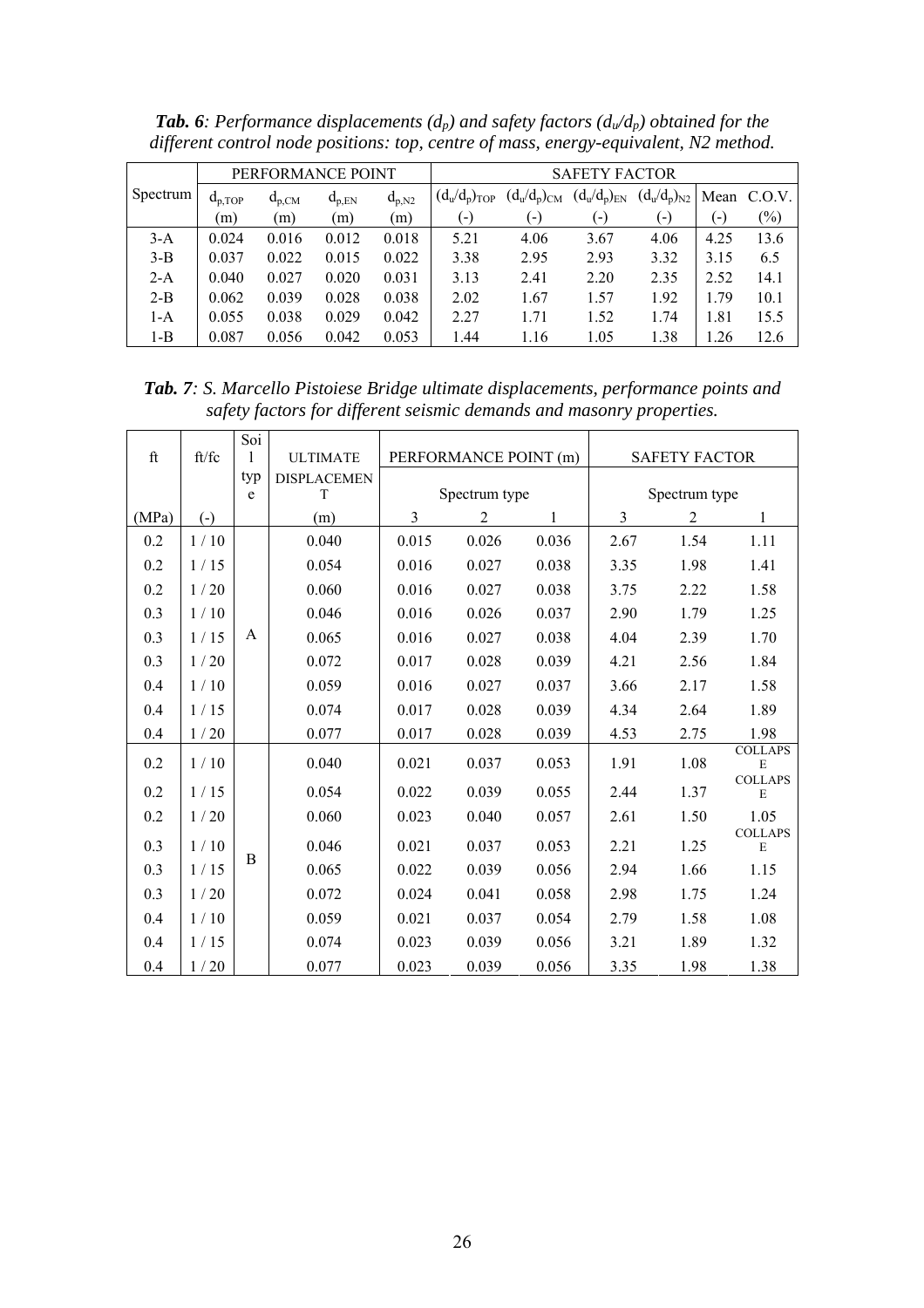***Tab. 6**: Performance displacements ($d_p$) and safety factors ($d_u/d_p$) obtained for the different control node positions: top, centre of mass, energy-equivalent, N2 method.*

| Spectrum | PERFORMANCE POINT | | | | SAFETY FACTOR | | | | | |
|---|---|---|---|---|---|---|---|---|---|---|
| | $d_{p,TOP}$ (m) | $d_{p,CM}$ (m) | $d_{p,EN}$ (m) | $d_{p,N2}$ (m) | $(d_u/d_p)_{TOP}$ (-) | $(d_u/d_p)_{CM}$ (-) | $(d_u/d_p)_{EN}$ (-) | $(d_u/d_p)_{N2}$ (-) | Mean (-) | C.O.V. (%) |
| 3-A | 0.024 | 0.016 | 0.012 | 0.018 | 5.21 | 4.06 | 3.67 | 4.06 | 4.25 | 13.6 |
| 3-B | 0.037 | 0.022 | 0.015 | 0.022 | 3.38 | 2.95 | 2.93 | 3.32 | 3.15 | 6.5 |
| 2-A | 0.040 | 0.027 | 0.020 | 0.031 | 3.13 | 2.41 | 2.20 | 2.35 | 2.52 | 14.1 |
| 2-B | 0.062 | 0.039 | 0.028 | 0.038 | 2.02 | 1.67 | 1.57 | 1.92 | 1.79 | 10.1 |
| 1-A | 0.055 | 0.038 | 0.029 | 0.042 | 2.27 | 1.71 | 1.52 | 1.74 | 1.81 | 15.5 |
| 1-B | 0.087 | 0.056 | 0.042 | 0.053 | 1.44 | 1.16 | 1.05 | 1.38 | 1.26 | 12.6 |

***Tab. 7**: S. Marcello Pistoiese Bridge ultimate displacements, performance points and safety factors for different seismic demands and masonry properties.*

| ft | ft/fc | Soil type | ULTIMATE DISPLACEMENT | PERFORMANCE POINT (m) | | | SAFETY FACTOR | | |
|---|---|---|---|---|---|---|---|---|---|
| | | | | Spectrum type | | | Spectrum type | | |
| (MPa) | (-) | | (m) | 3 | 2 | 1 | 3 | 2 | 1 |
| 0.2 | 1 / 10 | A | 0.040 | 0.015 | 0.026 | 0.036 | 2.67 | 1.54 | 1.11 |
| 0.2 | 1 / 15 | A | 0.054 | 0.016 | 0.027 | 0.038 | 3.35 | 1.98 | 1.41 |
| 0.2 | 1 / 20 | A | 0.060 | 0.016 | 0.027 | 0.038 | 3.75 | 2.22 | 1.58 |
| 0.3 | 1 / 10 | A | 0.046 | 0.016 | 0.026 | 0.037 | 2.90 | 1.79 | 1.25 |
| 0.3 | 1 / 15 | A | 0.065 | 0.016 | 0.027 | 0.038 | 4.04 | 2.39 | 1.70 |
| 0.3 | 1 / 20 | A | 0.072 | 0.017 | 0.028 | 0.039 | 4.21 | 2.56 | 1.84 |
| 0.4 | 1 / 10 | A | 0.059 | 0.016 | 0.027 | 0.037 | 3.66 | 2.17 | 1.58 |
| 0.4 | 1 / 15 | A | 0.074 | 0.017 | 0.028 | 0.039 | 4.34 | 2.64 | 1.89 |
| 0.4 | 1 / 20 | A | 0.077 | 0.017 | 0.028 | 0.039 | 4.53 | 2.75 | 1.98 |
| 0.2 | 1 / 10 | B | 0.040 | 0.021 | 0.037 | 0.053 | 1.91 | 1.08 | COLLAPSE |
| 0.2 | 1 / 15 | B | 0.054 | 0.022 | 0.039 | 0.055 | 2.44 | 1.37 | COLLAPSE |
| 0.2 | 1 / 20 | B | 0.060 | 0.023 | 0.040 | 0.057 | 2.61 | 1.50 | 1.05 |
| 0.3 | 1 / 10 | B | 0.046 | 0.021 | 0.037 | 0.053 | 2.21 | 1.25 | COLLAPSE |
| 0.3 | 1 / 15 | B | 0.065 | 0.022 | 0.039 | 0.056 | 2.94 | 1.66 | 1.15 |
| 0.3 | 1 / 20 | B | 0.072 | 0.024 | 0.041 | 0.058 | 2.98 | 1.75 | 1.24 |
| 0.4 | 1 / 10 | B | 0.059 | 0.021 | 0.037 | 0.054 | 2.79 | 1.58 | 1.08 |
| 0.4 | 1 / 15 | B | 0.074 | 0.023 | 0.039 | 0.056 | 3.21 | 1.89 | 1.32 |
| 0.4 | 1 / 20 | B | 0.077 | 0.023 | 0.039 | 0.056 | 3.35 | 1.98 | 1.38 |